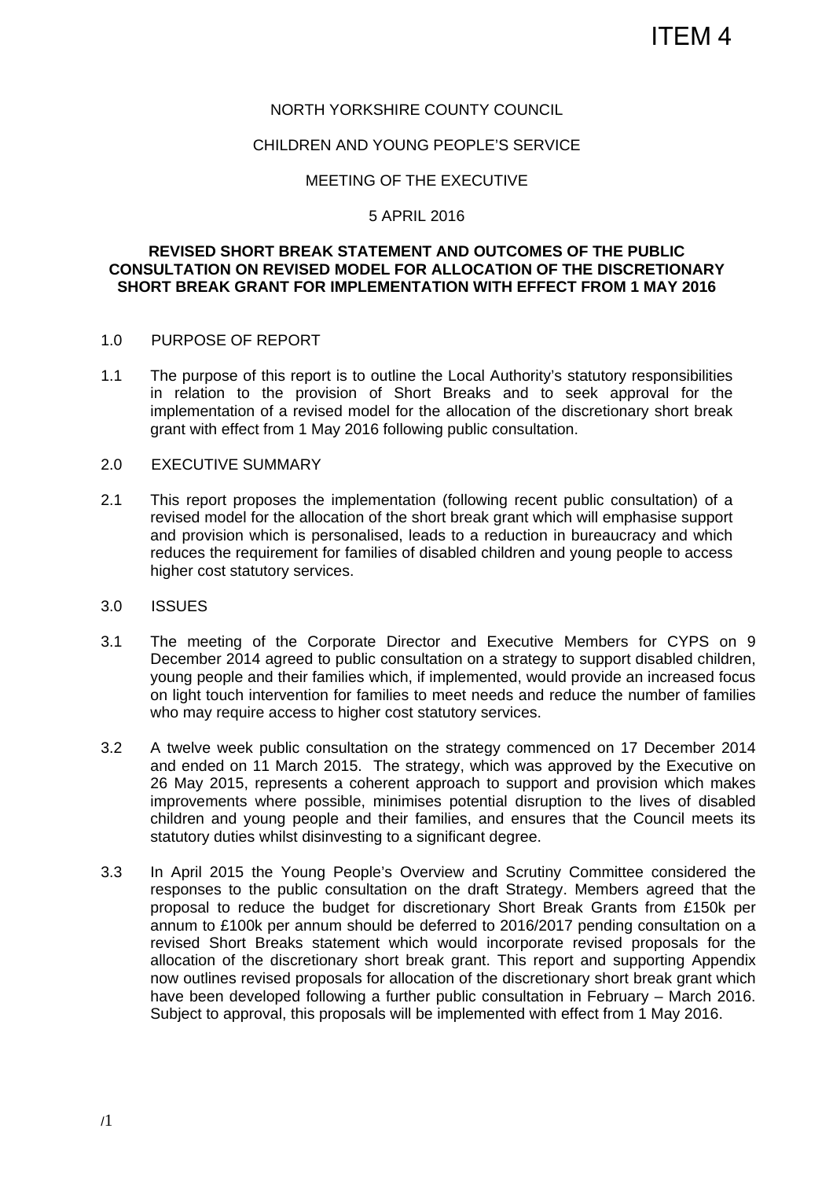ITEM 4

NORTH YORKSHIRE COUNTY COUNCIL

CHILDREN AND YOUNG PEOPLE'S SERVICE

MEETING OF THE EXECUTIVE

5 APRIL 2016

**REVISED SHORT BREAK STATEMENT AND OUTCOMES OF THE PUBLIC CONSULTATION ON REVISED MODEL FOR ALLOCATION OF THE DISCRETIONARY SHORT BREAK GRANT FOR IMPLEMENTATION WITH EFFECT FROM 1 MAY 2016**

## 1.0 PURPOSE OF REPORT

1.1 The purpose of this report is to outline the Local Authority's statutory responsibilities in relation to the provision of Short Breaks and to seek approval for the implementation of a revised model for the allocation of the discretionary short break grant with effect from 1 May 2016 following public consultation.

## 2.0 EXECUTIVE SUMMARY

2.1 This report proposes the implementation (following recent public consultation) of a revised model for the allocation of the short break grant which will emphasise support and provision which is personalised, leads to a reduction in bureaucracy and which reduces the requirement for families of disabled children and young people to access higher cost statutory services.

## 3.0 ISSUES

3.1 The meeting of the Corporate Director and Executive Members for CYPS on 9 December 2014 agreed to public consultation on a strategy to support disabled children, young people and their families which, if implemented, would provide an increased focus on light touch intervention for families to meet needs and reduce the number of families who may require access to higher cost statutory services.

3.2 A twelve week public consultation on the strategy commenced on 17 December 2014 and ended on 11 March 2015. The strategy, which was approved by the Executive on 26 May 2015, represents a coherent approach to support and provision which makes improvements where possible, minimises potential disruption to the lives of disabled children and young people and their families, and ensures that the Council meets its statutory duties whilst disinvesting to a significant degree.

3.3 In April 2015 the Young People's Overview and Scrutiny Committee considered the responses to the public consultation on the draft Strategy. Members agreed that the proposal to reduce the budget for discretionary Short Break Grants from £150k per annum to £100k per annum should be deferred to 2016/2017 pending consultation on a revised Short Breaks statement which would incorporate revised proposals for the allocation of the discretionary short break grant. This report and supporting Appendix now outlines revised proposals for allocation of the discretionary short break grant which have been developed following a further public consultation in February – March 2016. Subject to approval, this proposals will be implemented with effect from 1 May 2016.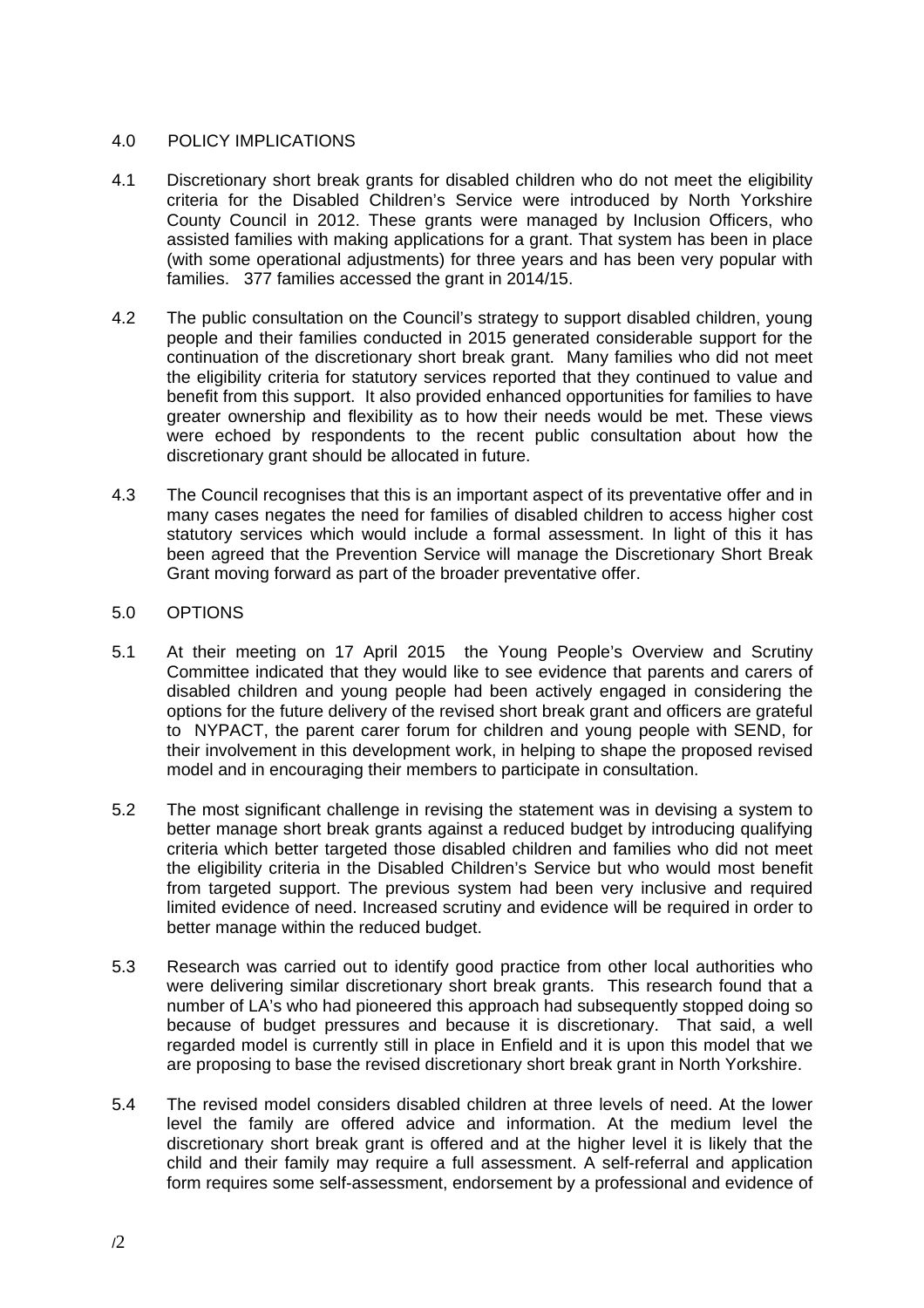## 4.0 POLICY IMPLICATIONS

4.1 Discretionary short break grants for disabled children who do not meet the eligibility criteria for the Disabled Children's Service were introduced by North Yorkshire County Council in 2012. These grants were managed by Inclusion Officers, who assisted families with making applications for a grant. That system has been in place (with some operational adjustments) for three years and has been very popular with families. 377 families accessed the grant in 2014/15.

4.2 The public consultation on the Council's strategy to support disabled children, young people and their families conducted in 2015 generated considerable support for the continuation of the discretionary short break grant. Many families who did not meet the eligibility criteria for statutory services reported that they continued to value and benefit from this support. It also provided enhanced opportunities for families to have greater ownership and flexibility as to how their needs would be met. These views were echoed by respondents to the recent public consultation about how the discretionary grant should be allocated in future.

4.3 The Council recognises that this is an important aspect of its preventative offer and in many cases negates the need for families of disabled children to access higher cost statutory services which would include a formal assessment. In light of this it has been agreed that the Prevention Service will manage the Discretionary Short Break Grant moving forward as part of the broader preventative offer.

## 5.0 OPTIONS

5.1 At their meeting on 17 April 2015 the Young People's Overview and Scrutiny Committee indicated that they would like to see evidence that parents and carers of disabled children and young people had been actively engaged in considering the options for the future delivery of the revised short break grant and officers are grateful to NYPACT, the parent carer forum for children and young people with SEND, for their involvement in this development work, in helping to shape the proposed revised model and in encouraging their members to participate in consultation.

5.2 The most significant challenge in revising the statement was in devising a system to better manage short break grants against a reduced budget by introducing qualifying criteria which better targeted those disabled children and families who did not meet the eligibility criteria in the Disabled Children's Service but who would most benefit from targeted support. The previous system had been very inclusive and required limited evidence of need. Increased scrutiny and evidence will be required in order to better manage within the reduced budget.

5.3 Research was carried out to identify good practice from other local authorities who were delivering similar discretionary short break grants. This research found that a number of LA's who had pioneered this approach had subsequently stopped doing so because of budget pressures and because it is discretionary. That said, a well regarded model is currently still in place in Enfield and it is upon this model that we are proposing to base the revised discretionary short break grant in North Yorkshire.

5.4 The revised model considers disabled children at three levels of need. At the lower level the family are offered advice and information. At the medium level the discretionary short break grant is offered and at the higher level it is likely that the child and their family may require a full assessment. A self-referral and application form requires some self-assessment, endorsement by a professional and evidence of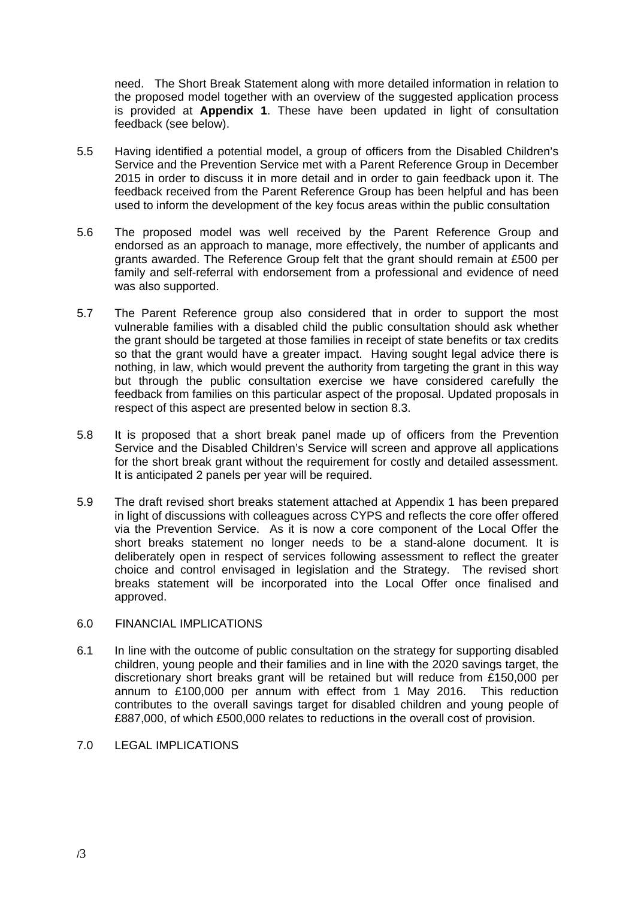need. The Short Break Statement along with more detailed information in relation to the proposed model together with an overview of the suggested application process is provided at **Appendix 1**. These have been updated in light of consultation feedback (see below).

5.5 Having identified a potential model, a group of officers from the Disabled Children's Service and the Prevention Service met with a Parent Reference Group in December 2015 in order to discuss it in more detail and in order to gain feedback upon it. The feedback received from the Parent Reference Group has been helpful and has been used to inform the development of the key focus areas within the public consultation

5.6 The proposed model was well received by the Parent Reference Group and endorsed as an approach to manage, more effectively, the number of applicants and grants awarded. The Reference Group felt that the grant should remain at £500 per family and self-referral with endorsement from a professional and evidence of need was also supported.

5.7 The Parent Reference group also considered that in order to support the most vulnerable families with a disabled child the public consultation should ask whether the grant should be targeted at those families in receipt of state benefits or tax credits so that the grant would have a greater impact. Having sought legal advice there is nothing, in law, which would prevent the authority from targeting the grant in this way but through the public consultation exercise we have considered carefully the feedback from families on this particular aspect of the proposal. Updated proposals in respect of this aspect are presented below in section 8.3.

5.8 It is proposed that a short break panel made up of officers from the Prevention Service and the Disabled Children's Service will screen and approve all applications for the short break grant without the requirement for costly and detailed assessment. It is anticipated 2 panels per year will be required.

5.9 The draft revised short breaks statement attached at Appendix 1 has been prepared in light of discussions with colleagues across CYPS and reflects the core offer offered via the Prevention Service. As it is now a core component of the Local Offer the short breaks statement no longer needs to be a stand-alone document. It is deliberately open in respect of services following assessment to reflect the greater choice and control envisaged in legislation and the Strategy. The revised short breaks statement will be incorporated into the Local Offer once finalised and approved.

## 6.0 FINANCIAL IMPLICATIONS

6.1 In line with the outcome of public consultation on the strategy for supporting disabled children, young people and their families and in line with the 2020 savings target, the discretionary short breaks grant will be retained but will reduce from £150,000 per annum to £100,000 per annum with effect from 1 May 2016. This reduction contributes to the overall savings target for disabled children and young people of £887,000, of which £500,000 relates to reductions in the overall cost of provision.

## 7.0 LEGAL IMPLICATIONS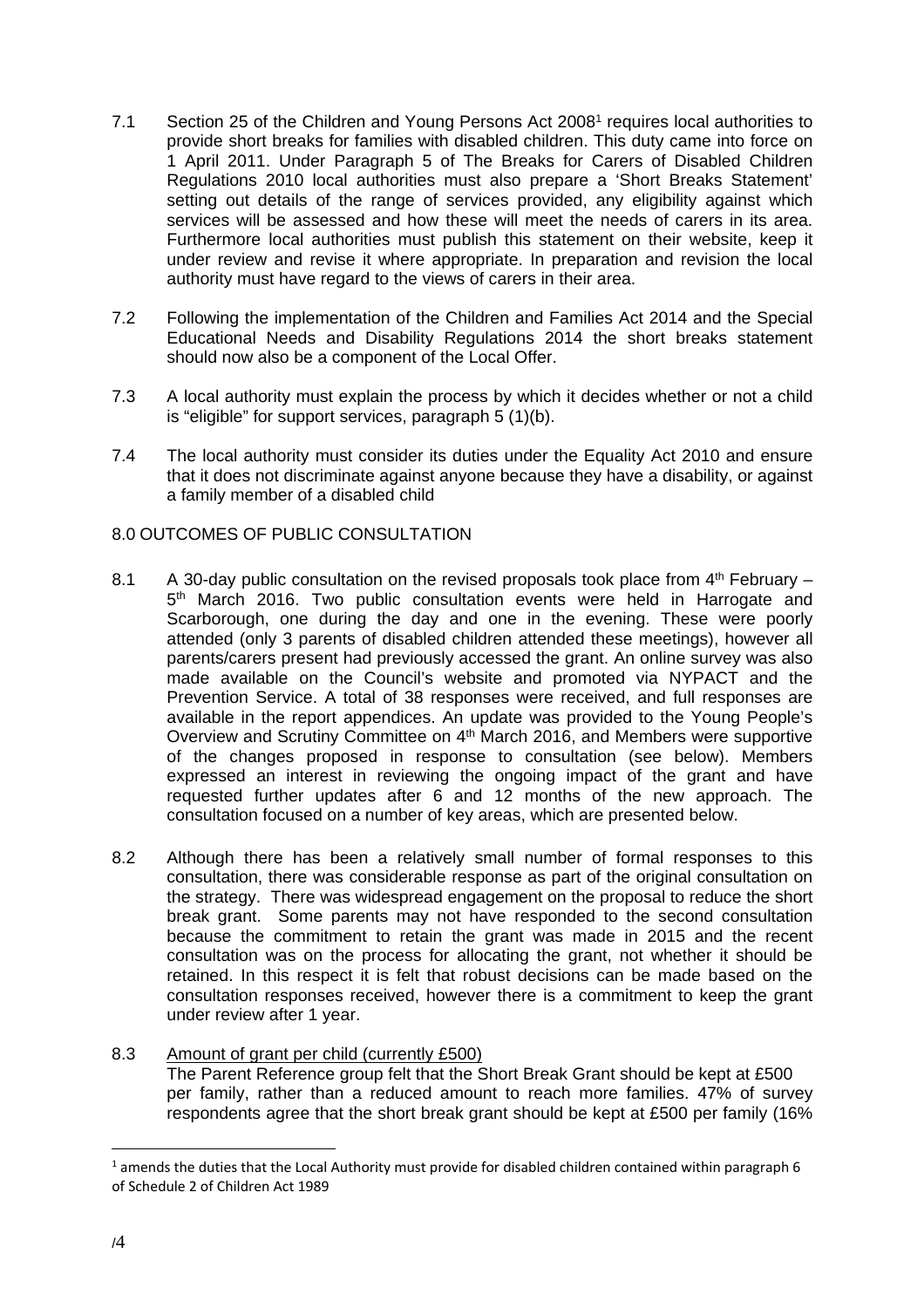7.1 Section 25 of the Children and Young Persons Act 2008[1] requires local authorities to provide short breaks for families with disabled children. This duty came into force on 1 April 2011. Under Paragraph 5 of The Breaks for Carers of Disabled Children Regulations 2010 local authorities must also prepare a 'Short Breaks Statement' setting out details of the range of services provided, any eligibility against which services will be assessed and how these will meet the needs of carers in its area. Furthermore local authorities must publish this statement on their website, keep it under review and revise it where appropriate. In preparation and revision the local authority must have regard to the views of carers in their area.

7.2 Following the implementation of the Children and Families Act 2014 and the Special Educational Needs and Disability Regulations 2014 the short breaks statement should now also be a component of the Local Offer.

7.3 A local authority must explain the process by which it decides whether or not a child is "eligible" for support services, paragraph 5 (1)(b).

7.4 The local authority must consider its duties under the Equality Act 2010 and ensure that it does not discriminate against anyone because they have a disability, or against a family member of a disabled child

## 8.0 OUTCOMES OF PUBLIC CONSULTATION

8.1 A 30-day public consultation on the revised proposals took place from 4th February – 5th March 2016. Two public consultation events were held in Harrogate and Scarborough, one during the day and one in the evening. These were poorly attended (only 3 parents of disabled children attended these meetings), however all parents/carers present had previously accessed the grant. An online survey was also made available on the Council's website and promoted via NYPACT and the Prevention Service. A total of 38 responses were received, and full responses are available in the report appendices. An update was provided to the Young People's Overview and Scrutiny Committee on 4th March 2016, and Members were supportive of the changes proposed in response to consultation (see below). Members expressed an interest in reviewing the ongoing impact of the grant and have requested further updates after 6 and 12 months of the new approach. The consultation focused on a number of key areas, which are presented below.

8.2 Although there has been a relatively small number of formal responses to this consultation, there was considerable response as part of the original consultation on the strategy. There was widespread engagement on the proposal to reduce the short break grant. Some parents may not have responded to the second consultation because the commitment to retain the grant was made in 2015 and the recent consultation was on the process for allocating the grant, not whether it should be retained. In this respect it is felt that robust decisions can be made based on the consultation responses received, however there is a commitment to keep the grant under review after 1 year.

8.3 Amount of grant per child (currently £500)
The Parent Reference group felt that the Short Break Grant should be kept at £500 per family, rather than a reduced amount to reach more families. 47% of survey respondents agree that the short break grant should be kept at £500 per family (16%

[1] amends the duties that the Local Authority must provide for disabled children contained within paragraph 6 of Schedule 2 of Children Act 1989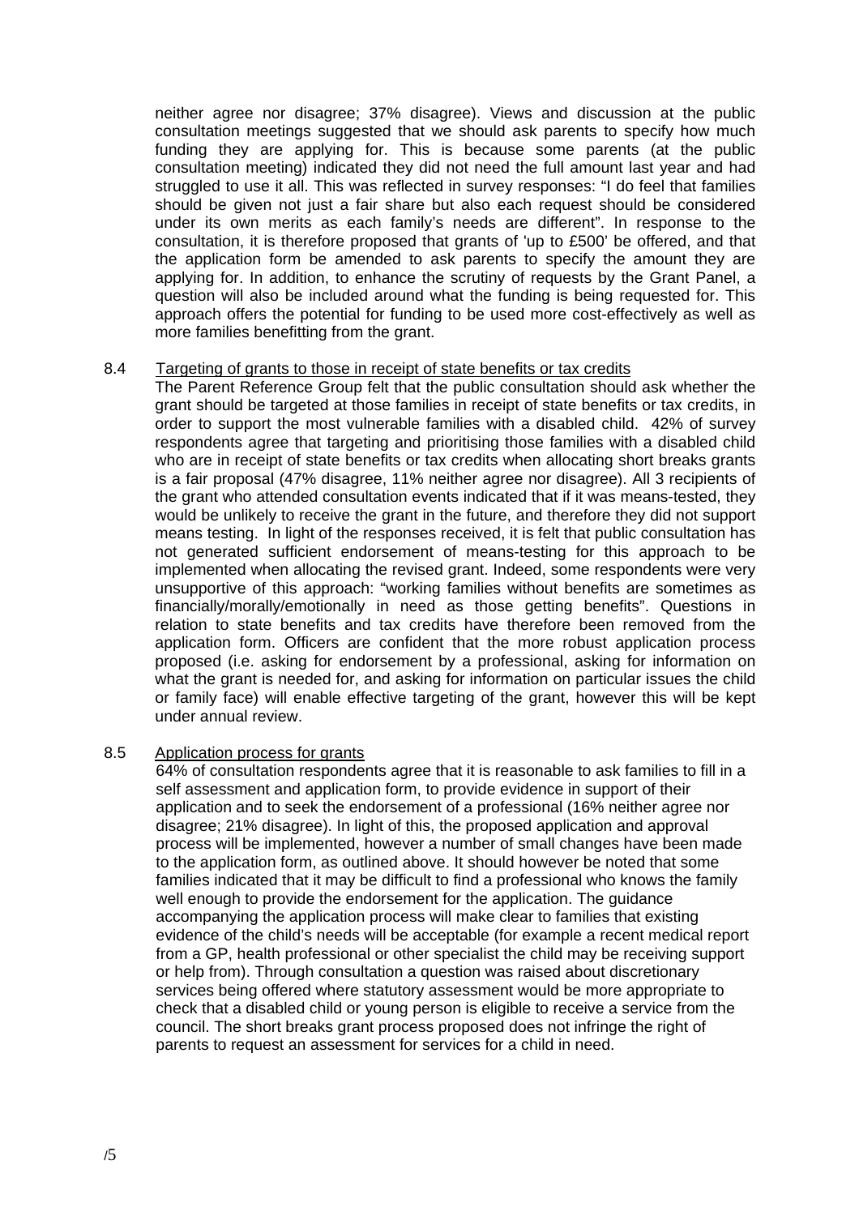neither agree nor disagree; 37% disagree). Views and discussion at the public consultation meetings suggested that we should ask parents to specify how much funding they are applying for. This is because some parents (at the public consultation meeting) indicated they did not need the full amount last year and had struggled to use it all. This was reflected in survey responses: "I do feel that families should be given not just a fair share but also each request should be considered under its own merits as each family's needs are different". In response to the consultation, it is therefore proposed that grants of 'up to £500' be offered, and that the application form be amended to ask parents to specify the amount they are applying for. In addition, to enhance the scrutiny of requests by the Grant Panel, a question will also be included around what the funding is being requested for. This approach offers the potential for funding to be used more cost-effectively as well as more families benefitting from the grant.

8.4 Targeting of grants to those in receipt of state benefits or tax credits

The Parent Reference Group felt that the public consultation should ask whether the grant should be targeted at those families in receipt of state benefits or tax credits, in order to support the most vulnerable families with a disabled child. 42% of survey respondents agree that targeting and prioritising those families with a disabled child who are in receipt of state benefits or tax credits when allocating short breaks grants is a fair proposal (47% disagree, 11% neither agree nor disagree). All 3 recipients of the grant who attended consultation events indicated that if it was means-tested, they would be unlikely to receive the grant in the future, and therefore they did not support means testing. In light of the responses received, it is felt that public consultation has not generated sufficient endorsement of means-testing for this approach to be implemented when allocating the revised grant. Indeed, some respondents were very unsupportive of this approach: "working families without benefits are sometimes as financially/morally/emotionally in need as those getting benefits". Questions in relation to state benefits and tax credits have therefore been removed from the application form. Officers are confident that the more robust application process proposed (i.e. asking for endorsement by a professional, asking for information on what the grant is needed for, and asking for information on particular issues the child or family face) will enable effective targeting of the grant, however this will be kept under annual review.

8.5 Application process for grants

64% of consultation respondents agree that it is reasonable to ask families to fill in a self assessment and application form, to provide evidence in support of their application and to seek the endorsement of a professional (16% neither agree nor disagree; 21% disagree). In light of this, the proposed application and approval process will be implemented, however a number of small changes have been made to the application form, as outlined above. It should however be noted that some families indicated that it may be difficult to find a professional who knows the family well enough to provide the endorsement for the application. The guidance accompanying the application process will make clear to families that existing evidence of the child's needs will be acceptable (for example a recent medical report from a GP, health professional or other specialist the child may be receiving support or help from). Through consultation a question was raised about discretionary services being offered where statutory assessment would be more appropriate to check that a disabled child or young person is eligible to receive a service from the council. The short breaks grant process proposed does not infringe the right of parents to request an assessment for services for a child in need.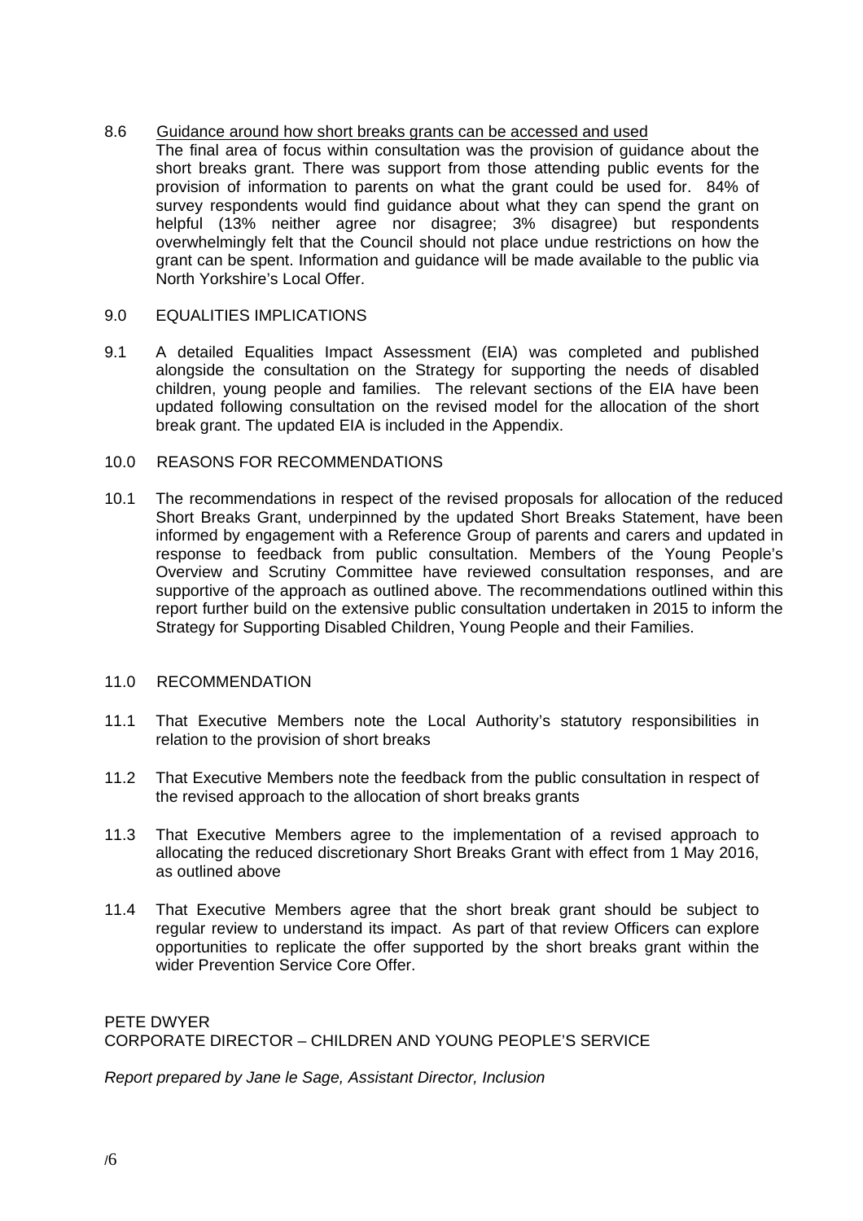8.6 Guidance around how short breaks grants can be accessed and used

The final area of focus within consultation was the provision of guidance about the short breaks grant. There was support from those attending public events for the provision of information to parents on what the grant could be used for. 84% of survey respondents would find guidance about what they can spend the grant on helpful (13% neither agree nor disagree; 3% disagree) but respondents overwhelmingly felt that the Council should not place undue restrictions on how the grant can be spent. Information and guidance will be made available to the public via North Yorkshire's Local Offer.

## 9.0 EQUALITIES IMPLICATIONS

9.1 A detailed Equalities Impact Assessment (EIA) was completed and published alongside the consultation on the Strategy for supporting the needs of disabled children, young people and families. The relevant sections of the EIA have been updated following consultation on the revised model for the allocation of the short break grant. The updated EIA is included in the Appendix.

## 10.0 REASONS FOR RECOMMENDATIONS

10.1 The recommendations in respect of the revised proposals for allocation of the reduced Short Breaks Grant, underpinned by the updated Short Breaks Statement, have been informed by engagement with a Reference Group of parents and carers and updated in response to feedback from public consultation. Members of the Young People's Overview and Scrutiny Committee have reviewed consultation responses, and are supportive of the approach as outlined above. The recommendations outlined within this report further build on the extensive public consultation undertaken in 2015 to inform the Strategy for Supporting Disabled Children, Young People and their Families.

## 11.0 RECOMMENDATION

11.1 That Executive Members note the Local Authority's statutory responsibilities in relation to the provision of short breaks

11.2 That Executive Members note the feedback from the public consultation in respect of the revised approach to the allocation of short breaks grants

11.3 That Executive Members agree to the implementation of a revised approach to allocating the reduced discretionary Short Breaks Grant with effect from 1 May 2016, as outlined above

11.4 That Executive Members agree that the short break grant should be subject to regular review to understand its impact. As part of that review Officers can explore opportunities to replicate the offer supported by the short breaks grant within the wider Prevention Service Core Offer.

PETE DWYER
CORPORATE DIRECTOR – CHILDREN AND YOUNG PEOPLE'S SERVICE

*Report prepared by Jane le Sage, Assistant Director, Inclusion*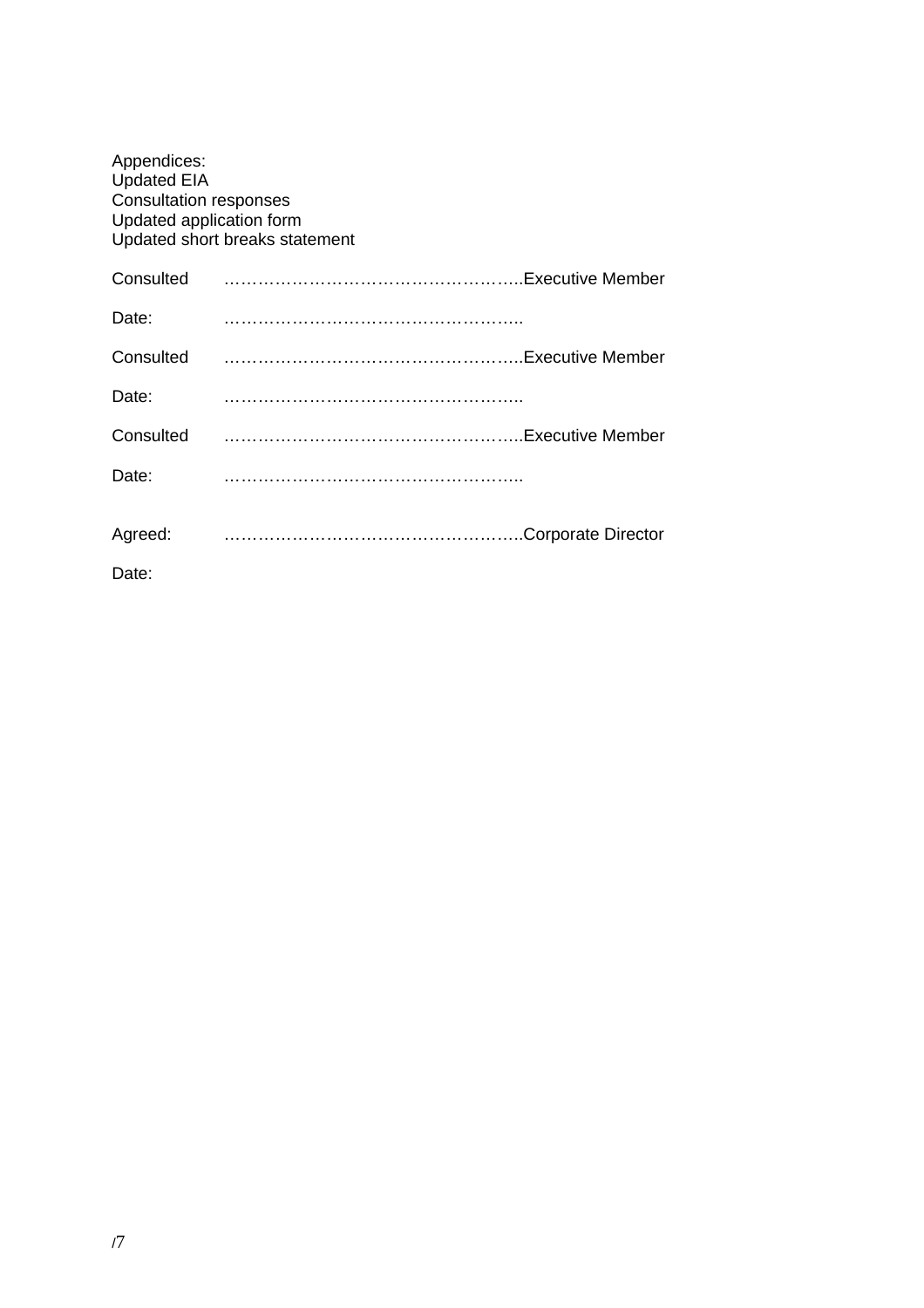Appendices:
Updated EIA
Consultation responses
Updated application form
Updated short breaks statement

Consulted ……………………………………………..Executive Member

Date: ……………………………………………..

Consulted ……………………………………………..Executive Member

Date: ……………………………………………..

Consulted ……………………………………………..Executive Member

Date: ……………………………………………..

Agreed: ……………………………………………..Corporate Director

Date: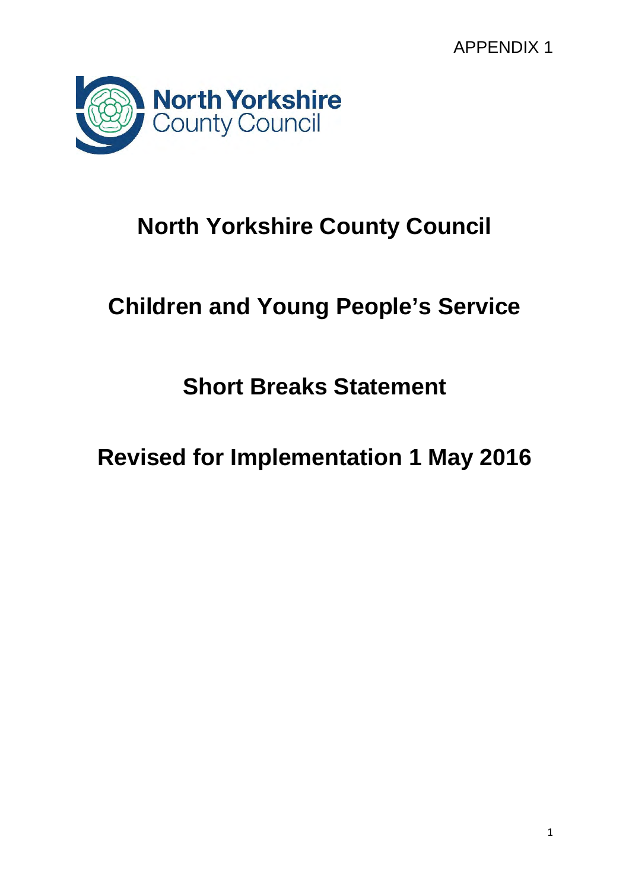APPENDIX 1

# North Yorkshire County Council

# Children and Young People's Service

# Short Breaks Statement

# Revised for Implementation 1 May 2016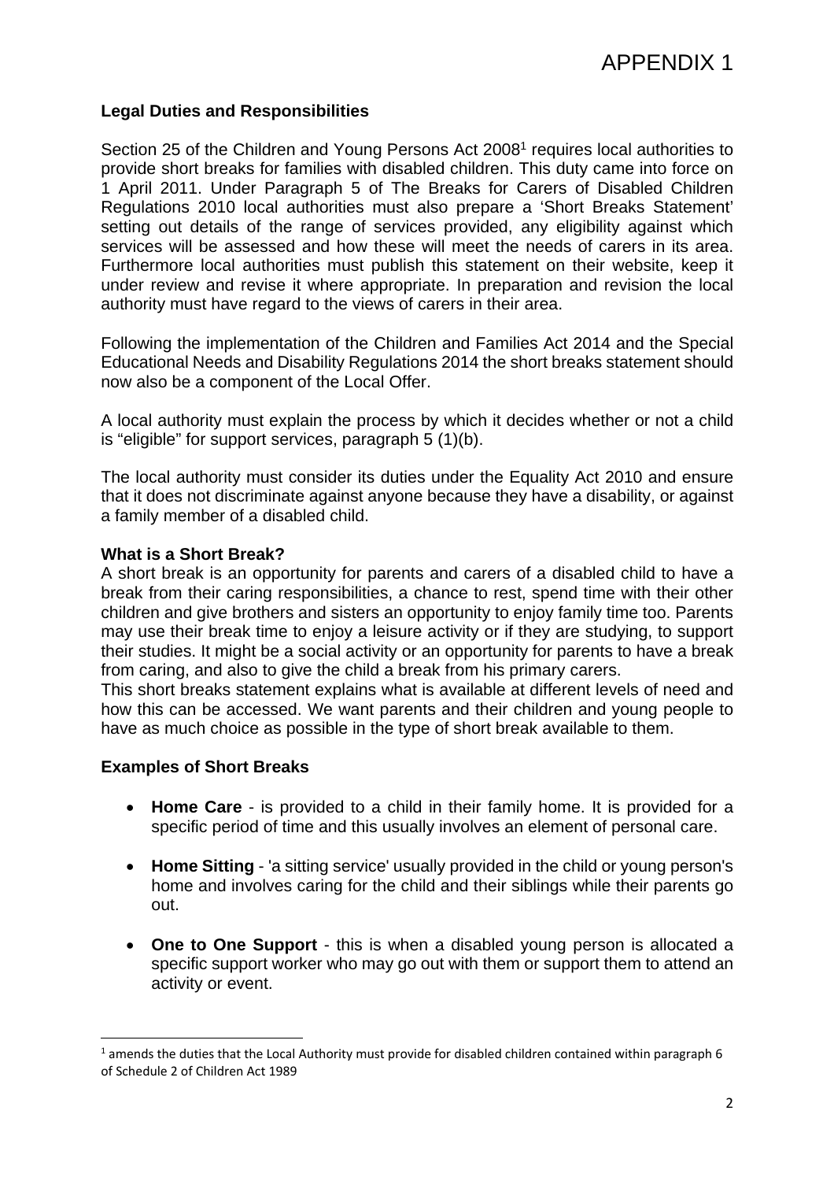# APPENDIX 1

**Legal Duties and Responsibilities**

Section 25 of the Children and Young Persons Act 2008[1] requires local authorities to provide short breaks for families with disabled children. This duty came into force on 1 April 2011. Under Paragraph 5 of The Breaks for Carers of Disabled Children Regulations 2010 local authorities must also prepare a 'Short Breaks Statement' setting out details of the range of services provided, any eligibility against which services will be assessed and how these will meet the needs of carers in its area. Furthermore local authorities must publish this statement on their website, keep it under review and revise it where appropriate. In preparation and revision the local authority must have regard to the views of carers in their area.

Following the implementation of the Children and Families Act 2014 and the Special Educational Needs and Disability Regulations 2014 the short breaks statement should now also be a component of the Local Offer.

A local authority must explain the process by which it decides whether or not a child is "eligible" for support services, paragraph 5 (1)(b).

The local authority must consider its duties under the Equality Act 2010 and ensure that it does not discriminate against anyone because they have a disability, or against a family member of a disabled child.

**What is a Short Break?**

A short break is an opportunity for parents and carers of a disabled child to have a break from their caring responsibilities, a chance to rest, spend time with their other children and give brothers and sisters an opportunity to enjoy family time too. Parents may use their break time to enjoy a leisure activity or if they are studying, to support their studies. It might be a social activity or an opportunity for parents to have a break from caring, and also to give the child a break from his primary carers.

This short breaks statement explains what is available at different levels of need and how this can be accessed. We want parents and their children and young people to have as much choice as possible in the type of short break available to them.

**Examples of Short Breaks**

- **Home Care** - is provided to a child in their family home. It is provided for a specific period of time and this usually involves an element of personal care.
- **Home Sitting** - 'a sitting service' usually provided in the child or young person's home and involves caring for the child and their siblings while their parents go out.
- **One to One Support** - this is when a disabled young person is allocated a specific support worker who may go out with them or support them to attend an activity or event.

[1] amends the duties that the Local Authority must provide for disabled children contained within paragraph 6 of Schedule 2 of Children Act 1989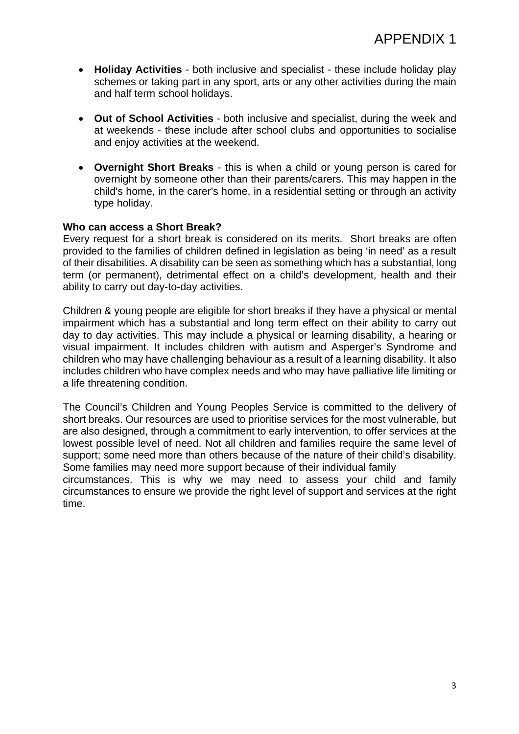- **Holiday Activities** - both inclusive and specialist - these include holiday play schemes or taking part in any sport, arts or any other activities during the main and half term school holidays.

- **Out of School Activities** - both inclusive and specialist, during the week and at weekends - these include after school clubs and opportunities to socialise and enjoy activities at the weekend.

- **Overnight Short Breaks** - this is when a child or young person is cared for overnight by someone other than their parents/carers. This may happen in the child's home, in the carer's home, in a residential setting or through an activity type holiday.

**Who can access a Short Break?**

Every request for a short break is considered on its merits. Short breaks are often provided to the families of children defined in legislation as being 'in need' as a result of their disabilities. A disability can be seen as something which has a substantial, long term (or permanent), detrimental effect on a child's development, health and their ability to carry out day-to-day activities.

Children & young people are eligible for short breaks if they have a physical or mental impairment which has a substantial and long term effect on their ability to carry out day to day activities. This may include a physical or learning disability, a hearing or visual impairment. It includes children with autism and Asperger's Syndrome and children who may have challenging behaviour as a result of a learning disability. It also includes children who have complex needs and who may have palliative life limiting or a life threatening condition.

The Council's Children and Young Peoples Service is committed to the delivery of short breaks. Our resources are used to prioritise services for the most vulnerable, but are also designed, through a commitment to early intervention, to offer services at the lowest possible level of need. Not all children and families require the same level of support; some need more than others because of the nature of their child's disability. Some families may need more support because of their individual family circumstances. This is why we may need to assess your child and family circumstances to ensure we provide the right level of support and services at the right time.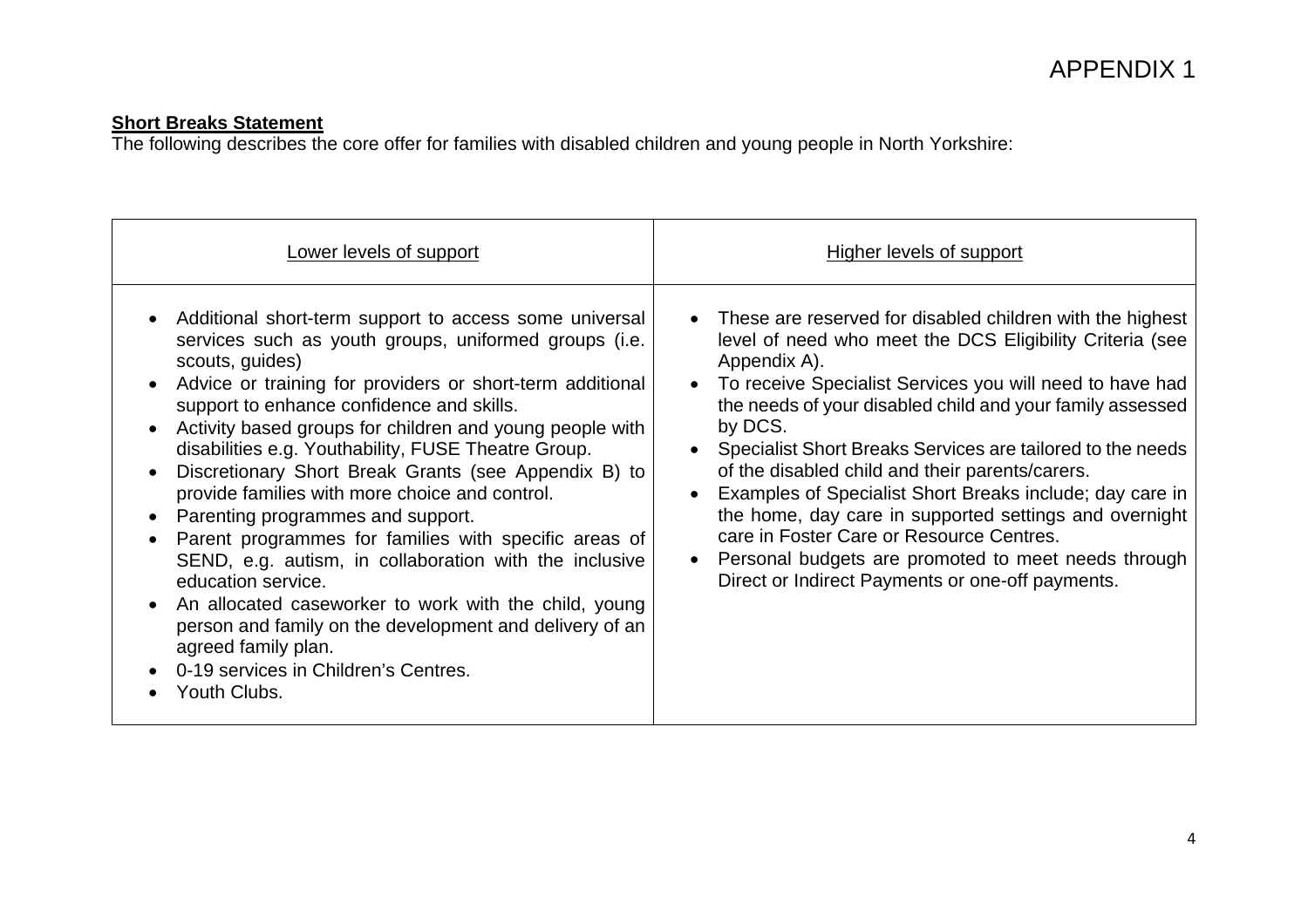# APPENDIX 1

**Short Breaks Statement**

The following describes the core offer for families with disabled children and young people in North Yorkshire:

| Lower levels of support | Higher levels of support |
|---|---|
| • Additional short-term support to access some universal services such as youth groups, uniformed groups (i.e. scouts, guides)<br>• Advice or training for providers or short-term additional support to enhance confidence and skills.<br>• Activity based groups for children and young people with disabilities e.g. Youthability, FUSE Theatre Group.<br>• Discretionary Short Break Grants (see Appendix B) to provide families with more choice and control.<br>• Parenting programmes and support.<br>• Parent programmes for families with specific areas of SEND, e.g. autism, in collaboration with the inclusive education service.<br>• An allocated caseworker to work with the child, young person and family on the development and delivery of an agreed family plan.<br>• 0-19 services in Children's Centres.<br>• Youth Clubs. | • These are reserved for disabled children with the highest level of need who meet the DCS Eligibility Criteria (see Appendix A).<br>• To receive Specialist Services you will need to have had the needs of your disabled child and your family assessed by DCS.<br>• Specialist Short Breaks Services are tailored to the needs of the disabled child and their parents/carers.<br>• Examples of Specialist Short Breaks include; day care in the home, day care in supported settings and overnight care in Foster Care or Resource Centres.<br>• Personal budgets are promoted to meet needs through Direct or Indirect Payments or one-off payments. |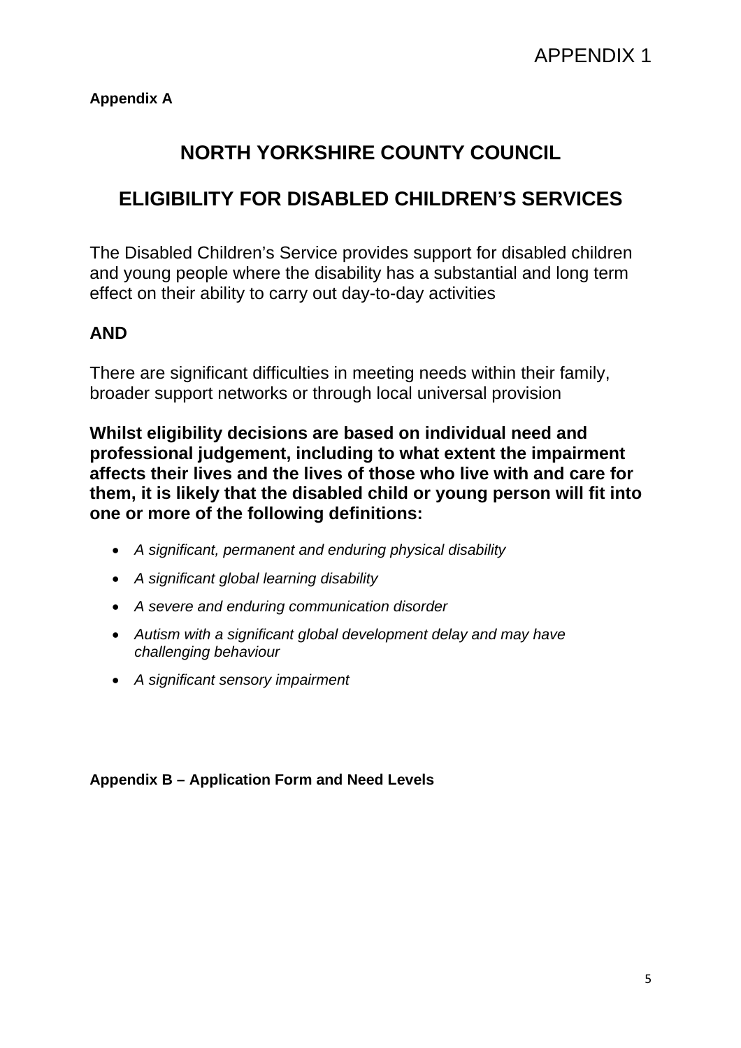APPENDIX 1

**Appendix A**

# NORTH YORKSHIRE COUNTY COUNCIL

# ELIGIBILITY FOR DISABLED CHILDREN'S SERVICES

The Disabled Children's Service provides support for disabled children and young people where the disability has a substantial and long term effect on their ability to carry out day-to-day activities

**AND**

There are significant difficulties in meeting needs within their family, broader support networks or through local universal provision

**Whilst eligibility decisions are based on individual need and professional judgement, including to what extent the impairment affects their lives and the lives of those who live with and care for them, it is likely that the disabled child or young person will fit into one or more of the following definitions:**

- *A significant, permanent and enduring physical disability*
- *A significant global learning disability*
- *A severe and enduring communication disorder*
- *Autism with a significant global development delay and may have challenging behaviour*
- *A significant sensory impairment*

**Appendix B – Application Form and Need Levels**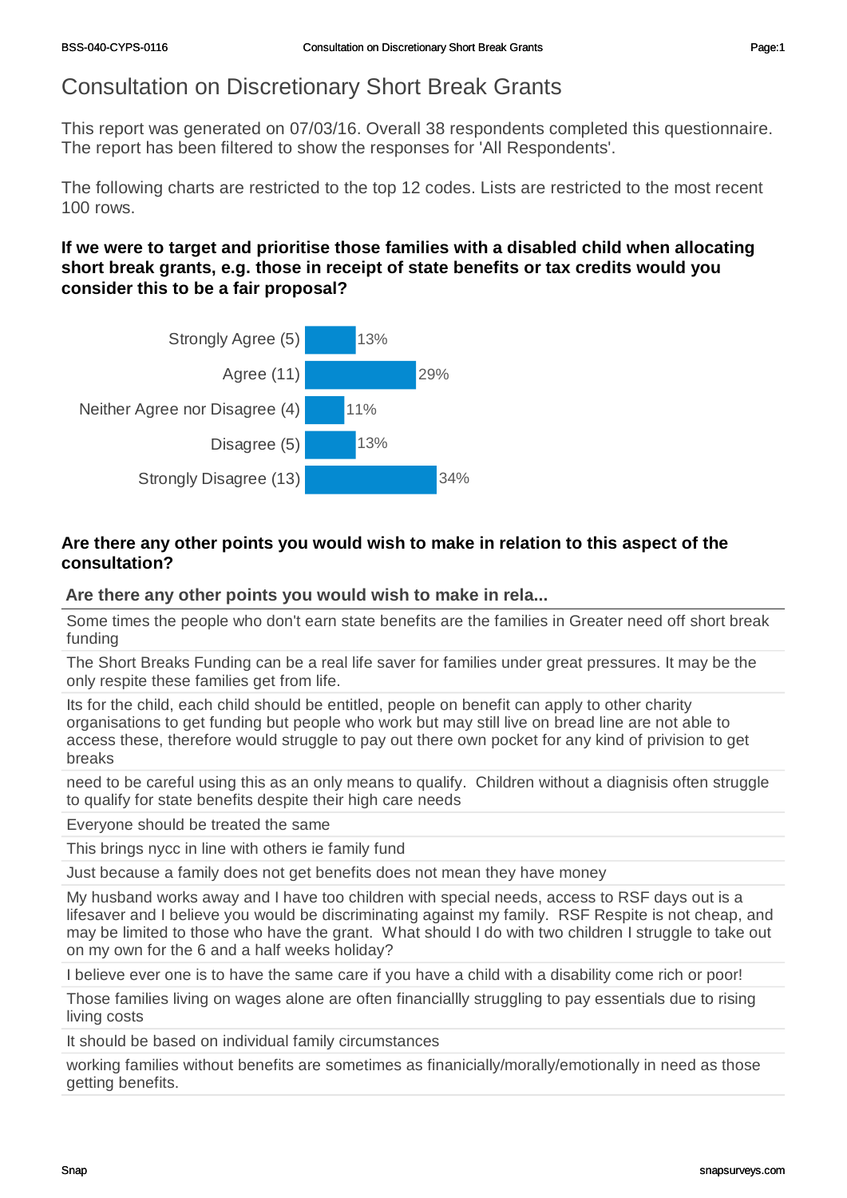# Consultation on Discretionary Short Break Grants

This report was generated on 07/03/16. Overall 38 respondents completed this questionnaire. The report has been filtered to show the responses for 'All Respondents'.

The following charts are restricted to the top 12 codes. Lists are restricted to the most recent 100 rows.

**If we were to target and prioritise those families with a disabled child when allocating short break grants, e.g. those in receipt of state benefits or tax credits would you consider this to be a fair proposal?**

| Response | Percentage |
|---|---|
| Strongly Agree (5) | 13% |
| Agree (11) | 29% |
| Neither Agree nor Disagree (4) | 11% |
| Disagree (5) | 13% |
| Strongly Disagree (13) | 34% |

**Are there any other points you would wish to make in relation to this aspect of the consultation?**

| Are there any other points you would wish to make in rela... |
|---|
| Some times the people who don't earn state benefits are the families in Greater need off short break funding |
| The Short Breaks Funding can be a real life saver for families under great pressures. It may be the only respite these families get from life. |
| Its for the child, each child should be entitled, people on benefit can apply to other charity organisations to get funding but people who work but may still live on bread line are not able to access these, therefore would struggle to pay out there own pocket for any kind of privision to get breaks |
| need to be careful using this as an only means to qualify. Children without a diagnisis often struggle to qualify for state benefits despite their high care needs |
| Everyone should be treated the same |
| This brings nycc in line with others ie family fund |
| Just because a family does not get benefits does not mean they have money |
| My husband works away and I have too children with special needs, access to RSF days out is a lifesaver and I believe you would be discriminating against my family. RSF Respite is not cheap, and may be limited to those who have the grant. What should I do with two children I struggle to take out on my own for the 6 and a half weeks holiday? |
| I believe ever one is to have the same care if you have a child with a disability come rich or poor! |
| Those families living on wages alone are often financiallly struggling to pay essentials due to rising living costs |
| It should be based on individual family circumstances |
| working families without benefits are sometimes as finanicially/morally/emotionally in need as those getting benefits. |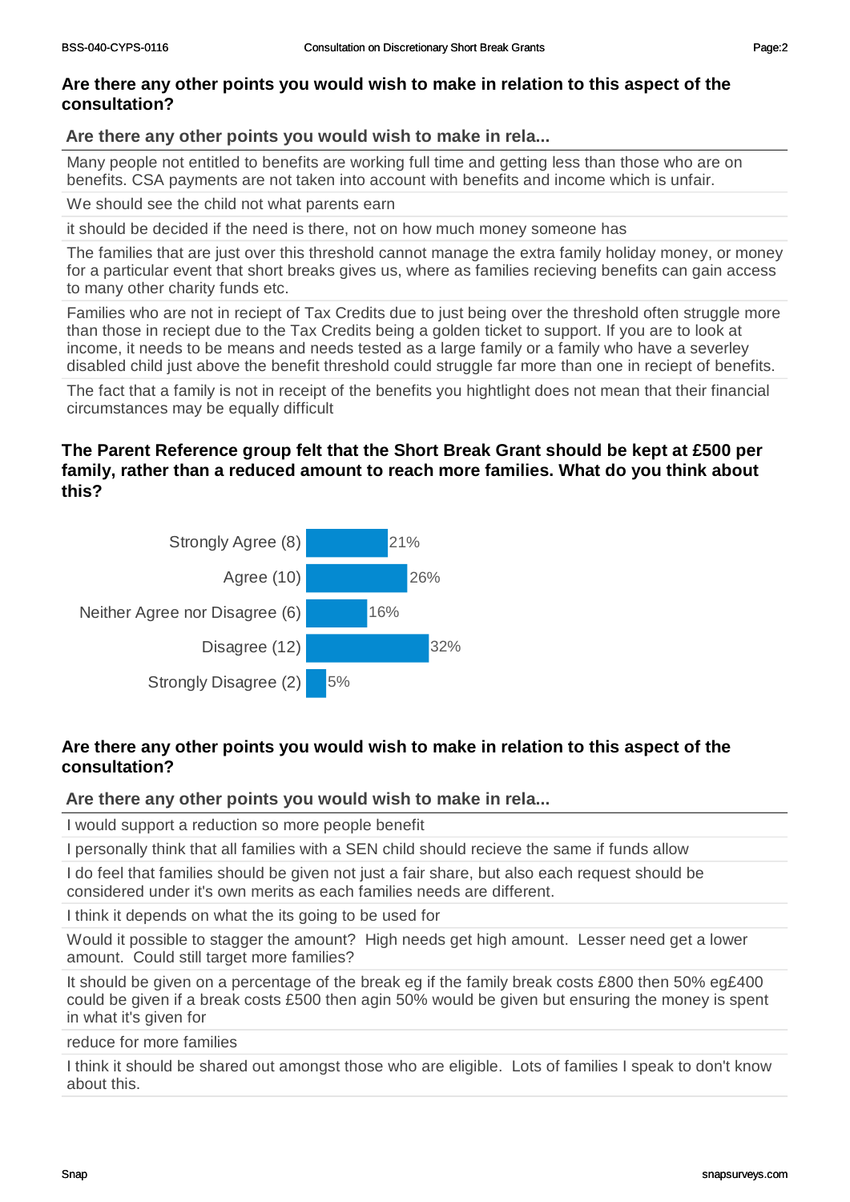### Are there any other points you would wish to make in relation to this aspect of the consultation?

| Are there any other points you would wish to make in rela... |
|---|
| Many people not entitled to benefits are working full time and getting less than those who are on benefits. CSA payments are not taken into account with benefits and income which is unfair. |
| We should see the child not what parents earn |
| it should be decided if the need is there, not on how much money someone has |
| The families that are just over this threshold cannot manage the extra family holiday money, or money for a particular event that short breaks gives us, where as families recieving benefits can gain access to many other charity funds etc. |
| Families who are not in reciept of Tax Credits due to just being over the threshold often struggle more than those in reciept due to the Tax Credits being a golden ticket to support. If you are to look at income, it needs to be means and needs tested as a large family or a family who have a severley disabled child just above the benefit threshold could struggle far more than one in reciept of benefits. |
| The fact that a family is not in receipt of the benefits you hightlight does not mean that their financial circumstances may be equally difficult |

### The Parent Reference group felt that the Short Break Grant should be kept at £500 per family, rather than a reduced amount to reach more families. What do you think about this?

| Response | Percentage |
|---|---|
| Strongly Agree (8) | 21% |
| Agree (10) | 26% |
| Neither Agree nor Disagree (6) | 16% |
| Disagree (12) | 32% |
| Strongly Disagree (2) | 5% |

### Are there any other points you would wish to make in relation to this aspect of the consultation?

| Are there any other points you would wish to make in rela... |
|---|
| I would support a reduction so more people benefit |
| I personally think that all families with a SEN child should recieve the same if funds allow |
| I do feel that families should be given not just a fair share, but also each request should be considered under it's own merits as each families needs are different. |
| I think it depends on what the its going to be used for |
| Would it possible to stagger the amount? High needs get high amount. Lesser need get a lower amount. Could still target more families? |
| It should be given on a percentage of the break eg if the family break costs £800 then 50% eg£400 could be given if a break costs £500 then agin 50% would be given but ensuring the money is spent in what it's given for |
| reduce for more families |
| I think it should be shared out amongst those who are eligible. Lots of families I speak to don't know about this. |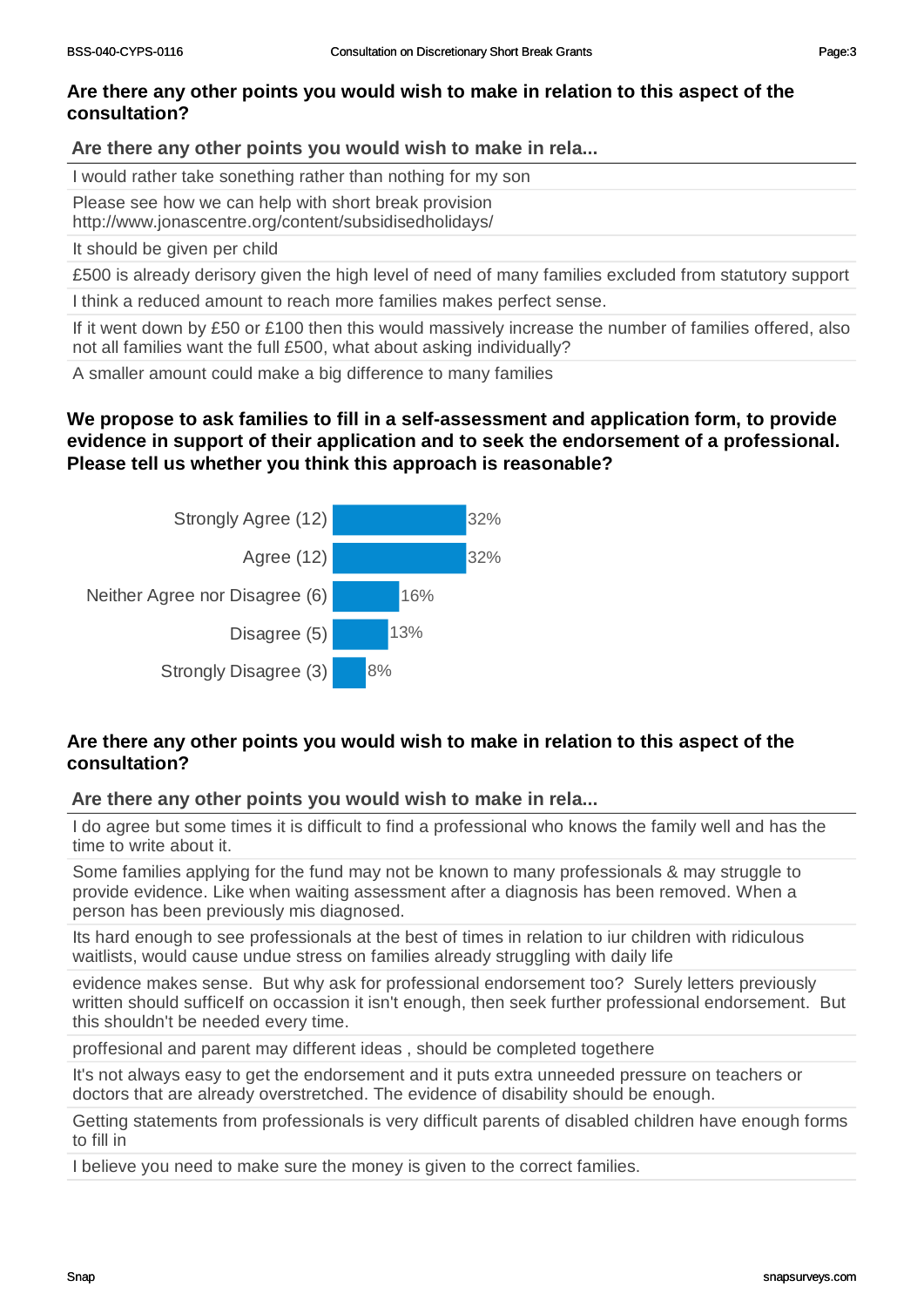### Are there any other points you would wish to make in relation to this aspect of the consultation?

| Are there any other points you would wish to make in rela... |
| --- |
| I would rather take sonething rather than nothing for my son |
| Please see how we can help with short break provision http://www.jonascentre.org/content/subsidisedholidays/ |
| It should be given per child |
| £500 is already derisory given the high level of need of many families excluded from statutory support |
| I think a reduced amount to reach more families makes perfect sense. |
| If it went down by £50 or £100 then this would massively increase the number of families offered, also not all families want the full £500, what about asking individually? |
| A smaller amount could make a big difference to many families |

### We propose to ask families to fill in a self-assessment and application form, to provide evidence in support of their application and to seek the endorsement of a professional. Please tell us whether you think this approach is reasonable?

| Response | Percentage |
| --- | --- |
| Strongly Agree (12) | 32% |
| Agree (12) | 32% |
| Neither Agree nor Disagree (6) | 16% |
| Disagree (5) | 13% |
| Strongly Disagree (3) | 8% |

### Are there any other points you would wish to make in relation to this aspect of the consultation?

| Are there any other points you would wish to make in rela... |
| --- |
| I do agree but some times it is difficult to find a professional who knows the family well and has the time to write about it. |
| Some families applying for the fund may not be known to many professionals & may struggle to provide evidence. Like when waiting assessment after a diagnosis has been removed. When a person has been previously mis diagnosed. |
| Its hard enough to see professionals at the best of times in relation to iur children with ridiculous waitlists, would cause undue stress on families already struggling with daily life |
| evidence makes sense. But why ask for professional endorsement too? Surely letters previously written should sufficeIf on occassion it isn't enough, then seek further professional endorsement. But this shouldn't be needed every time. |
| proffesional and parent may different ideas , should be completed togethere |
| It's not always easy to get the endorsement and it puts extra unneeded pressure on teachers or doctors that are already overstretched. The evidence of disability should be enough. |
| Getting statements from professionals is very difficult parents of disabled children have enough forms to fill in |
| I believe you need to make sure the money is given to the correct families. |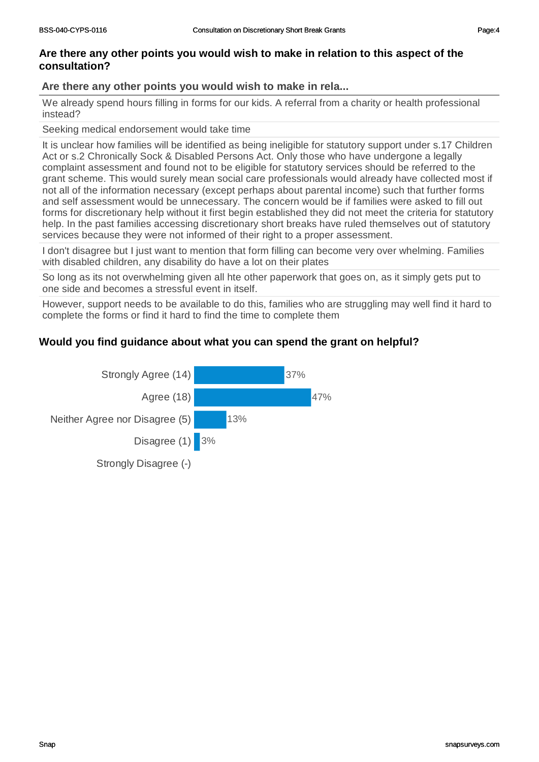## Are there any other points you would wish to make in relation to this aspect of the consultation?

| Are there any other points you would wish to make in rela... |
| --- |
| We already spend hours filling in forms for our kids. A referral from a charity or health professional instead? |
| Seeking medical endorsement would take time |
| It is unclear how families will be identified as being ineligible for statutory support under s.17 Children Act or s.2 Chronically Sock & Disabled Persons Act. Only those who have undergone a legally complaint assessment and found not to be eligible for statutory services should be referred to the grant scheme. This would surely mean social care professionals would already have collected most if not all of the information necessary (except perhaps about parental income) such that further forms and self assessment would be unnecessary. The concern would be if families were asked to fill out forms for discretionary help without it first begin established they did not meet the criteria for statutory help. In the past families accessing discretionary short breaks have ruled themselves out of statutory services because they were not informed of their right to a proper assessment. |
| I don't disagree but I just want to mention that form filling can become very over whelming. Families with disabled children, any disability do have a lot on their plates |
| So long as its not overwhelming given all hte other paperwork that goes on, as it simply gets put to one side and becomes a stressful event in itself. |
| However, support needs to be available to do this, families who are struggling may well find it hard to complete the forms or find it hard to find the time to complete them |

## Would you find guidance about what you can spend the grant on helpful?

| Response | Percentage |
| --- | --- |
| Strongly Agree (14) | 37% |
| Agree (18) | 47% |
| Neither Agree nor Disagree (5) | 13% |
| Disagree (1) | 3% |
| Strongly Disagree (-) | |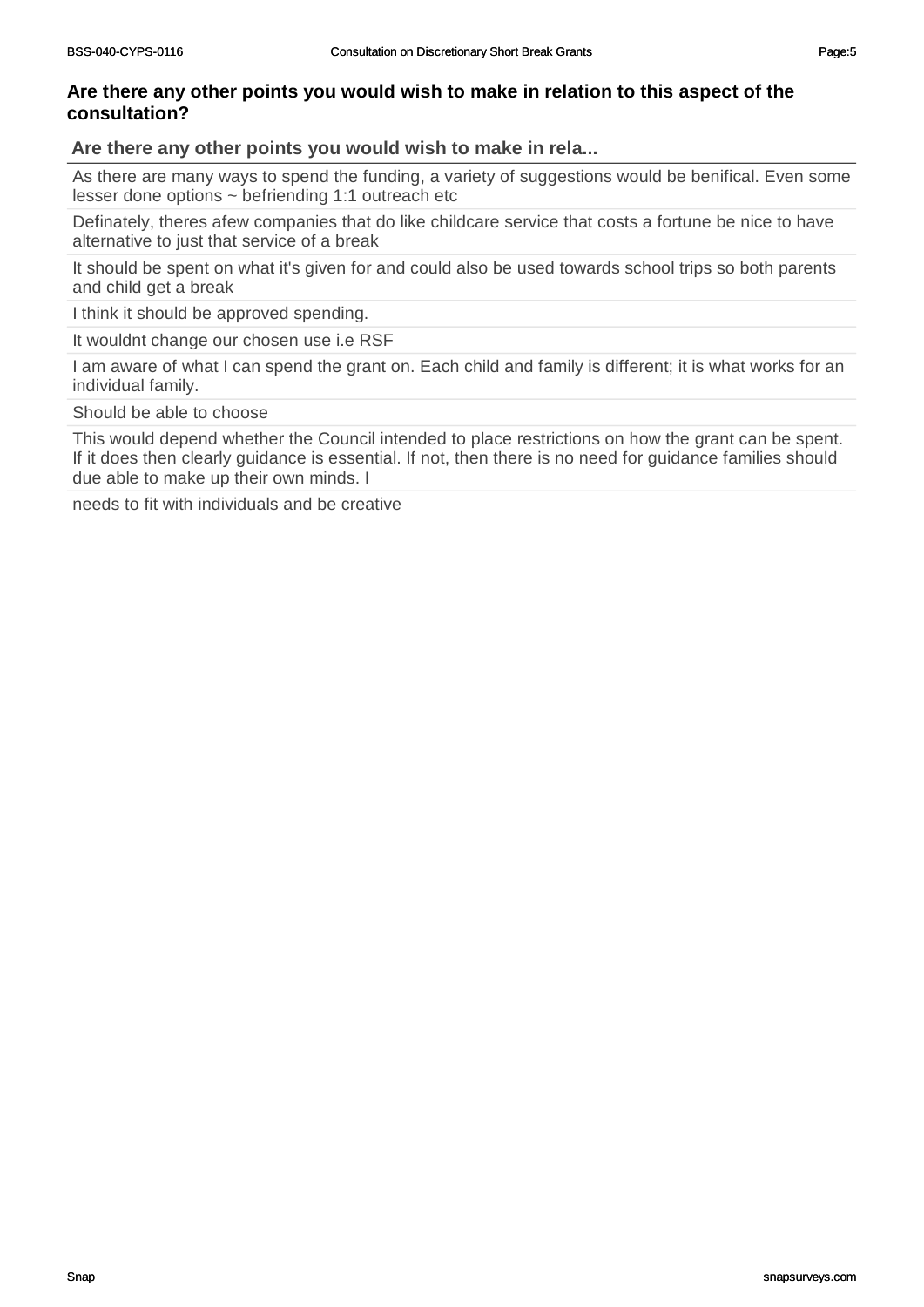## Are there any other points you would wish to make in relation to this aspect of the consultation?

| Are there any other points you would wish to make in rela... |
| --- |
| As there are many ways to spend the funding, a variety of suggestions would be benifical. Even some lesser done options ~ befriending 1:1 outreach etc |
| Definately, theres afew companies that do like childcare service that costs a fortune be nice to have alternative to just that service of a break |
| It should be spent on what it's given for and could also be used towards school trips so both parents and child get a break |
| I think it should be approved spending. |
| It wouldnt change our chosen use i.e RSF |
| I am aware of what I can spend the grant on. Each child and family is different; it is what works for an individual family. |
| Should be able to choose |
| This would depend whether the Council intended to place restrictions on how the grant can be spent. If it does then clearly guidance is essential. If not, then there is no need for guidance families should due able to make up their own minds. I |
| needs to fit with individuals and be creative |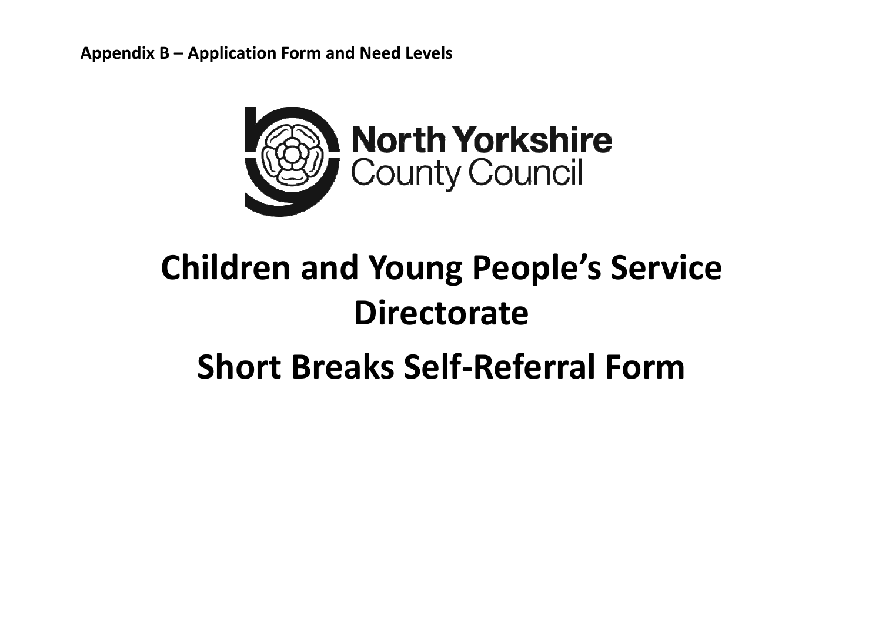**Appendix B – Application Form and Need Levels**

North Yorkshire County Council

# Children and Young People's Service Directorate

# Short Breaks Self-Referral Form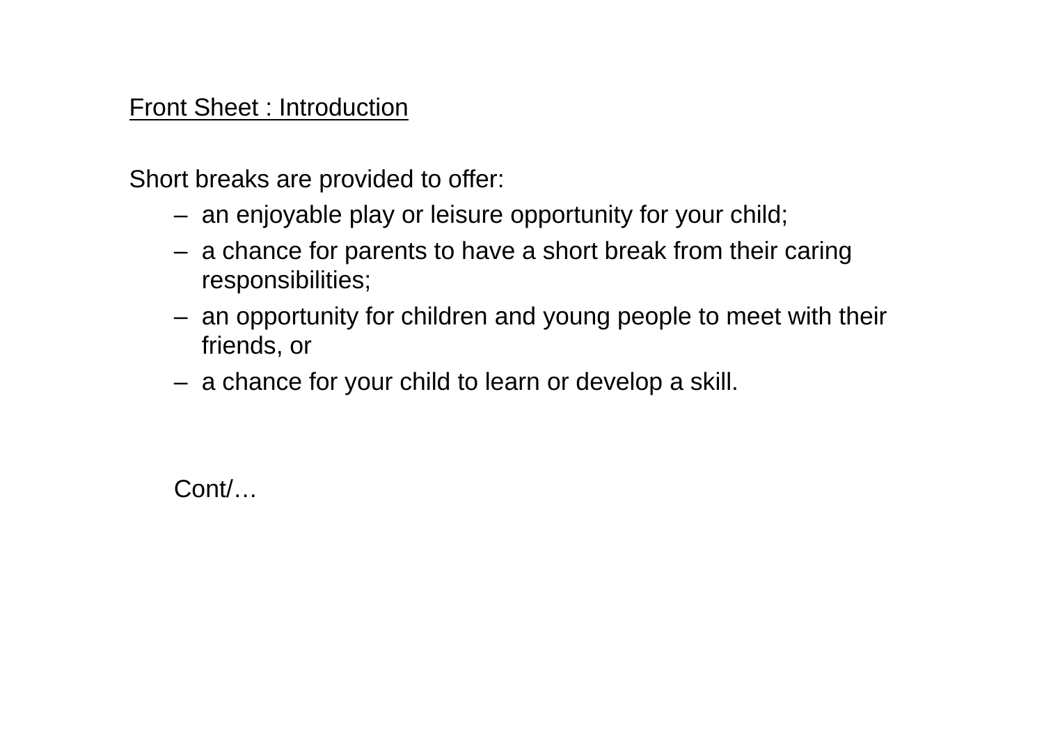<u>Front Sheet : Introduction</u>

Short breaks are provided to offer:

- an enjoyable play or leisure opportunity for your child;
- a chance for parents to have a short break from their caring responsibilities;
- an opportunity for children and young people to meet with their friends, or
- a chance for your child to learn or develop a skill.

Cont/…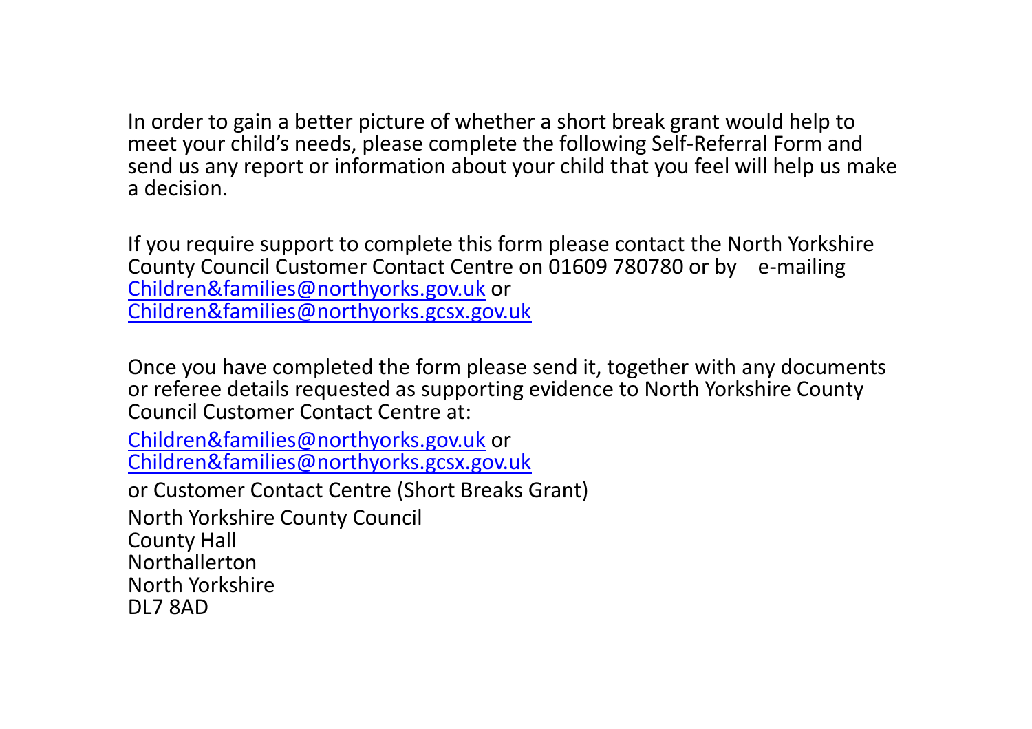In order to gain a better picture of whether a short break grant would help to meet your child's needs, please complete the following Self-Referral Form and send us any report or information about your child that you feel will help us make a decision.

If you require support to complete this form please contact the North Yorkshire County Council Customer Contact Centre on 01609 780780 or by e-mailing [Children&families@northyorks.gov.uk](mailto:Children&families@northyorks.gov.uk) or [Children&families@northyorks.gcsx.gov.uk](mailto:Children&families@northyorks.gcsx.gov.uk)

Once you have completed the form please send it, together with any documents or referee details requested as supporting evidence to North Yorkshire County Council Customer Contact Centre at:

[Children&families@northyorks.gov.uk](mailto:Children&families@northyorks.gov.uk) or
[Children&families@northyorks.gcsx.gov.uk](mailto:Children&families@northyorks.gcsx.gov.uk)

or Customer Contact Centre (Short Breaks Grant)

North Yorkshire County Council
County Hall
Northallerton
North Yorkshire
DL7 8AD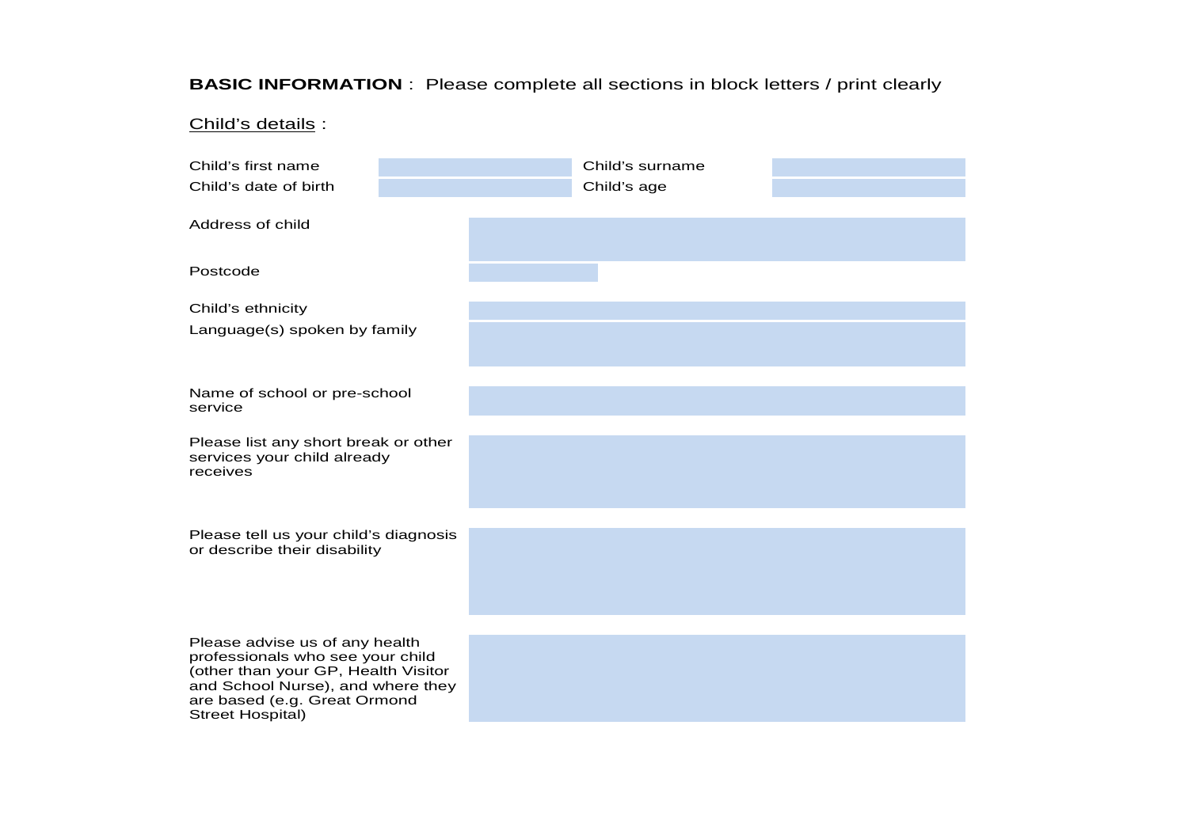**BASIC INFORMATION** : Please complete all sections in block letters / print clearly

<u>Child's details</u> :

| | | | |
|---|---|---|---|
| Child's first name | | Child's surname | |
| Child's date of birth | | Child's age | |

| | |
|---|---|
| Address of child | |
| Postcode | |
| Child's ethnicity | |
| Language(s) spoken by family | |
| Name of school or pre-school service | |
| Please list any short break or other services your child already receives | |
| Please tell us your child's diagnosis or describe their disability | |
| Please advise us of any health professionals who see your child (other than your GP, Health Visitor and School Nurse), and where they are based (e.g. Great Ormond Street Hospital) | |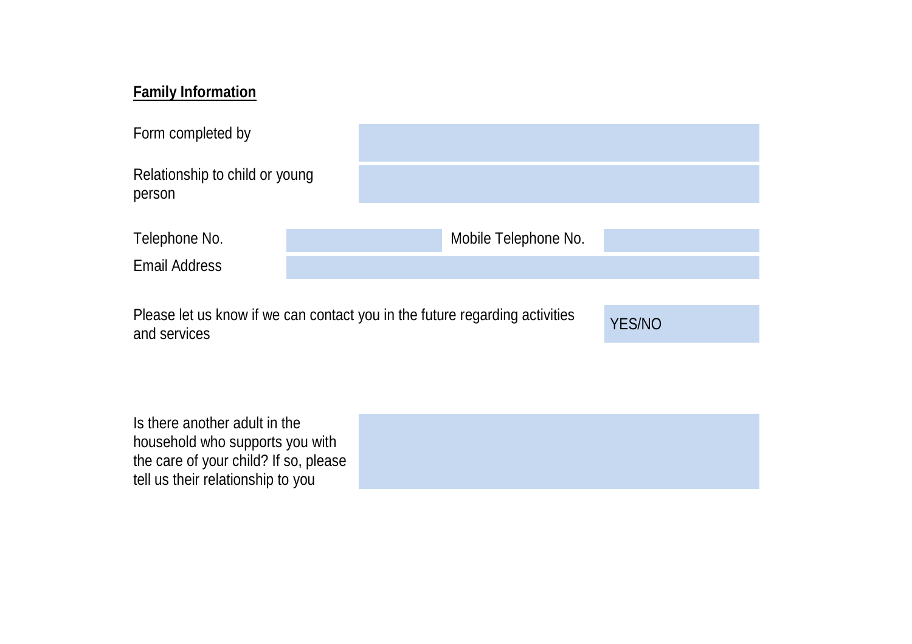**Family Information**

| | |
|---|---|
| Form completed by | |
| Relationship to child or young person | |

| | | | |
|---|---|---|---|
| Telephone No. | | Mobile Telephone No. | |
| Email Address | | | |

| | |
|---|---|
| Please let us know if we can contact you in the future regarding activities and services | YES/NO |

| | |
|---|---|
| Is there another adult in the household who supports you with the care of your child? If so, please tell us their relationship to you | |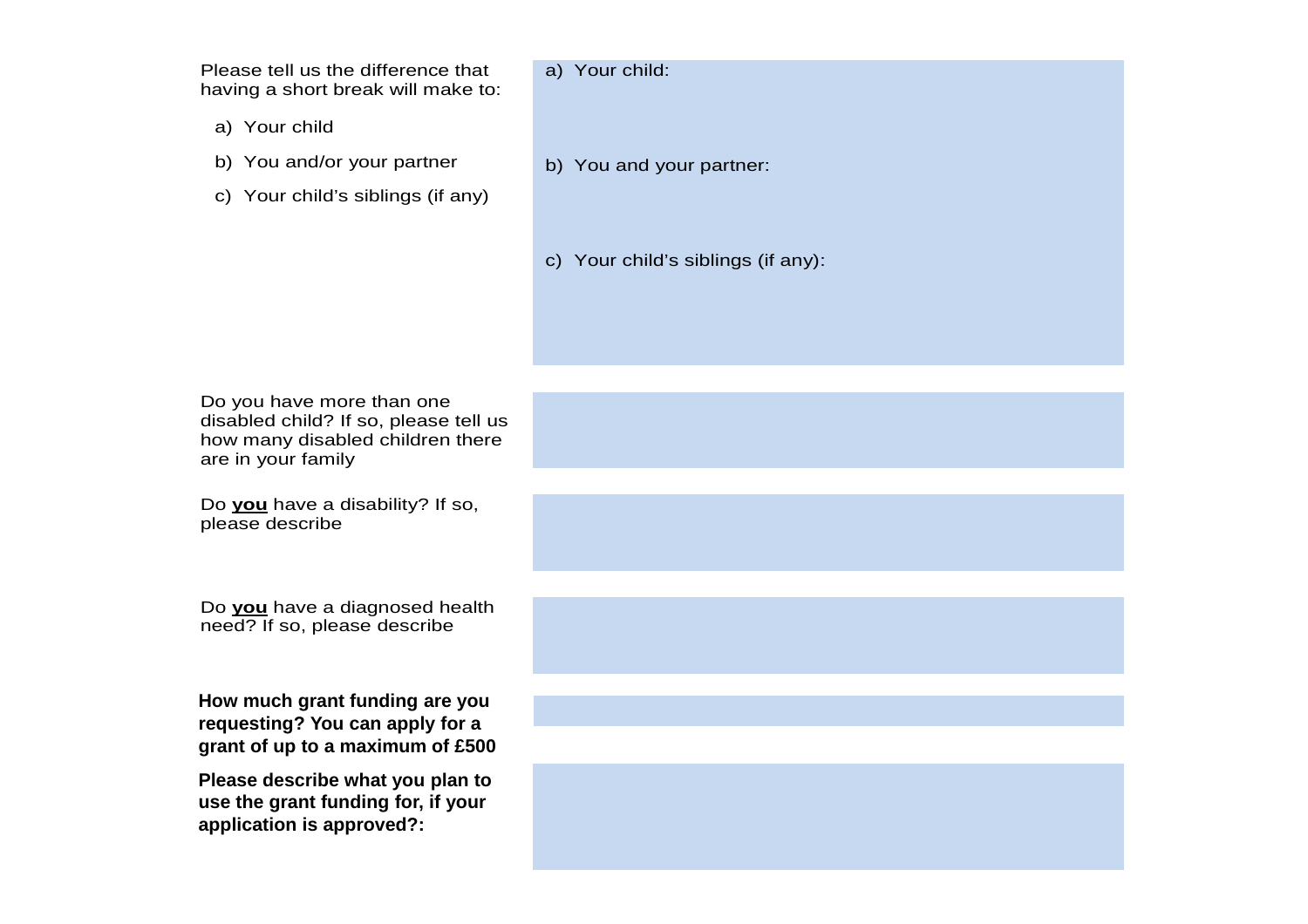| | |
|---|---|
| Please tell us the difference that having a short break will make to:<br><br>a) Your child<br>b) You and/or your partner<br>c) Your child's siblings (if any) | a) Your child:<br><br>b) You and your partner:<br><br>c) Your child's siblings (if any): |
| Do you have more than one disabled child? If so, please tell us how many disabled children there are in your family | |
| Do **<u>you</u>** have a disability? If so, please describe | |
| Do **<u>you</u>** have a diagnosed health need? If so, please describe | |
| **How much grant funding are you requesting? You can apply for a grant of up to a maximum of £500** | |
| **Please describe what you plan to use the grant funding for, if your application is approved?:** | |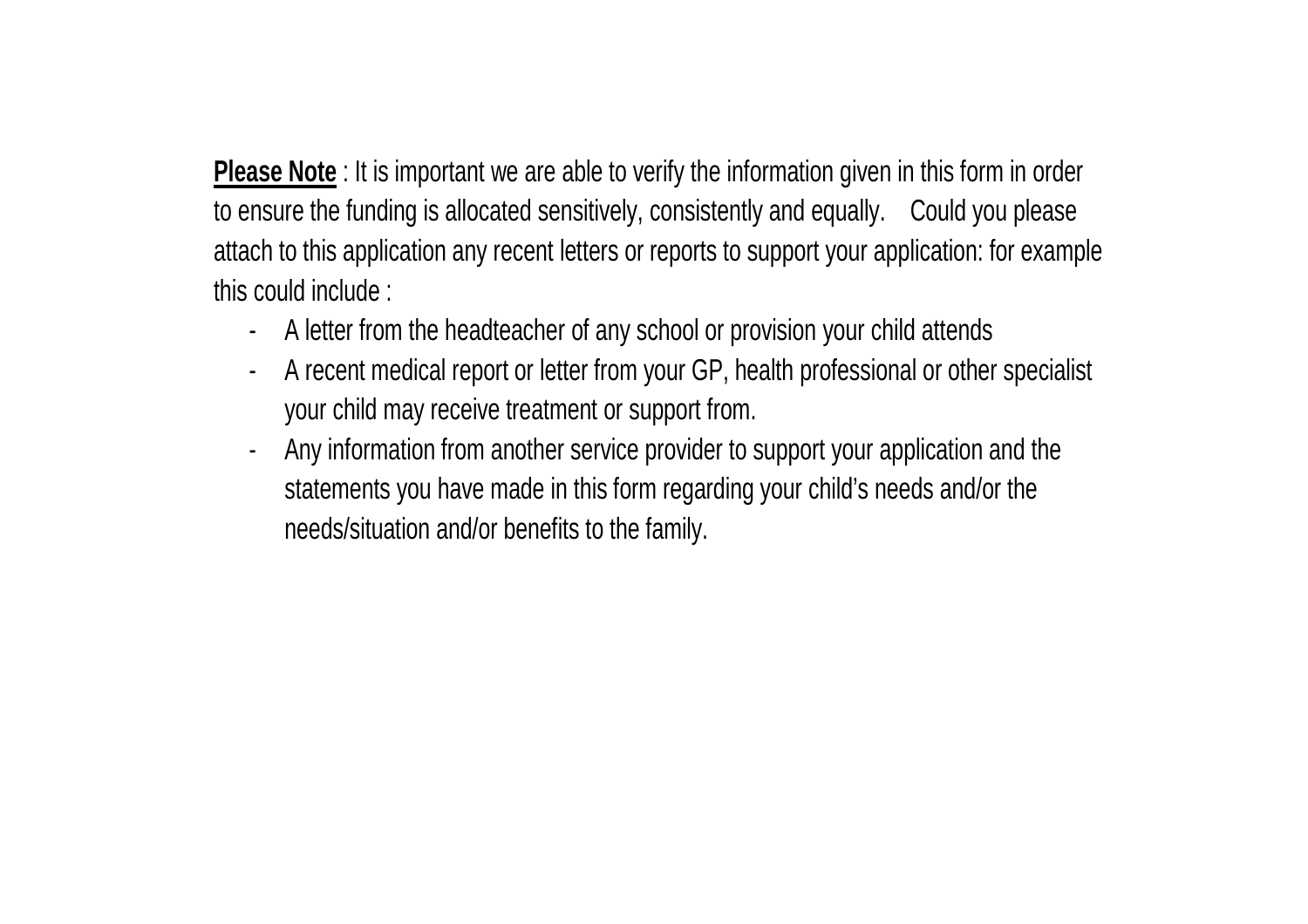**Please Note** : It is important we are able to verify the information given in this form in order to ensure the funding is allocated sensitively, consistently and equally. Could you please attach to this application any recent letters or reports to support your application: for example this could include :

- A letter from the headteacher of any school or provision your child attends
- A recent medical report or letter from your GP, health professional or other specialist your child may receive treatment or support from.
- Any information from another service provider to support your application and the statements you have made in this form regarding your child's needs and/or the needs/situation and/or benefits to the family.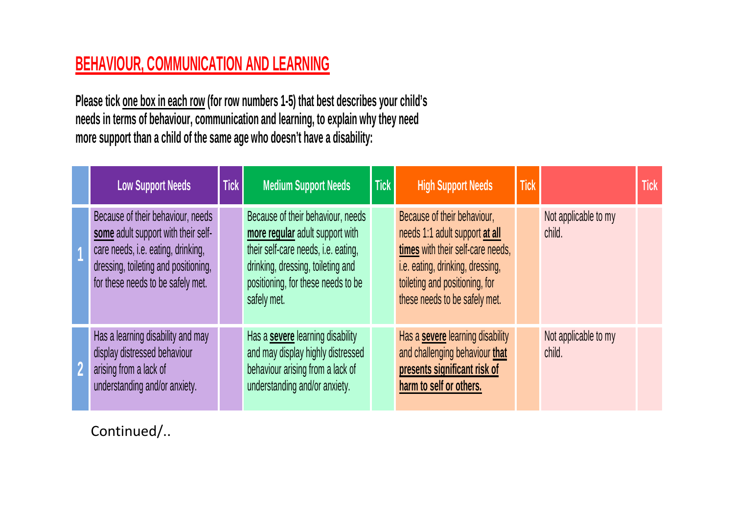## BEHAVIOUR, COMMUNICATION AND LEARNING

**Please tick one box in each row (for row numbers 1-5) that best describes your child's needs in terms of behaviour, communication and learning, to explain why they need more support than a child of the same age who doesn't have a disability:**

| | Low Support Needs | Tick | Medium Support Needs | Tick | High Support Needs | Tick | | Tick |
|---|---|---|---|---|---|---|---|---|
| 1 | Because of their behaviour, needs **some** adult support with their self-care needs, i.e. eating, drinking, dressing, toileting and positioning, for these needs to be safely met. | | Because of their behaviour, needs **more regular** adult support with their self-care needs, i.e. eating, drinking, dressing, toileting and positioning, for these needs to be safely met. | | Because of their behaviour, needs 1:1 adult support **at all times** with their self-care needs, i.e. eating, drinking, dressing, toileting and positioning, for these needs to be safely met. | | Not applicable to my child. | |
| 2 | Has a learning disability and may display distressed behaviour arising from a lack of understanding and/or anxiety. | | Has a **severe** learning disability and may display highly distressed behaviour arising from a lack of understanding and/or anxiety. | | Has a **severe** learning disability and challenging behaviour **that presents significant risk of harm to self or others.** | | Not applicable to my child. | |

Continued/..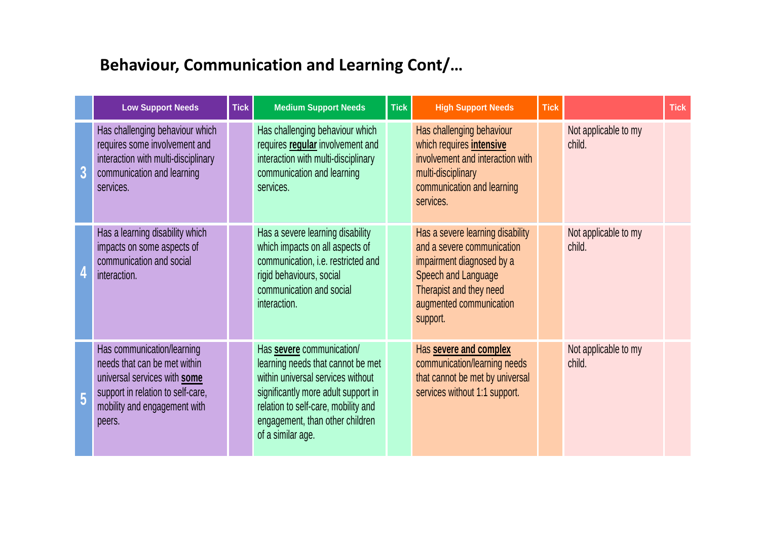## Behaviour, Communication and Learning Cont/…

| | Low Support Needs | Tick | Medium Support Needs | Tick | High Support Needs | Tick | | Tick |
|---|---|---|---|---|---|---|---|---|
| 3 | Has challenging behaviour which requires some involvement and interaction with multi-disciplinary communication and learning services. | | Has challenging behaviour which requires **regular** involvement and interaction with multi-disciplinary communication and learning services. | | Has challenging behaviour which requires **intensive** involvement and interaction with multi-disciplinary communication and learning services. | | Not applicable to my child. | |
| 4 | Has a learning disability which impacts on some aspects of communication and social interaction. | | Has a severe learning disability which impacts on all aspects of communication, i.e. restricted and rigid behaviours, social communication and social interaction. | | Has a severe learning disability and a severe communication impairment diagnosed by a Speech and Language Therapist and they need augmented communication support. | | Not applicable to my child. | |
| 5 | Has communication/learning needs that can be met within universal services with **some** support in relation to self-care, mobility and engagement with peers. | | Has **severe** communication/ learning needs that cannot be met within universal services without significantly more adult support in relation to self-care, mobility and engagement, than other children of a similar age. | | Has **severe and complex** communication/learning needs that cannot be met by universal services without 1:1 support. | | Not applicable to my child. | |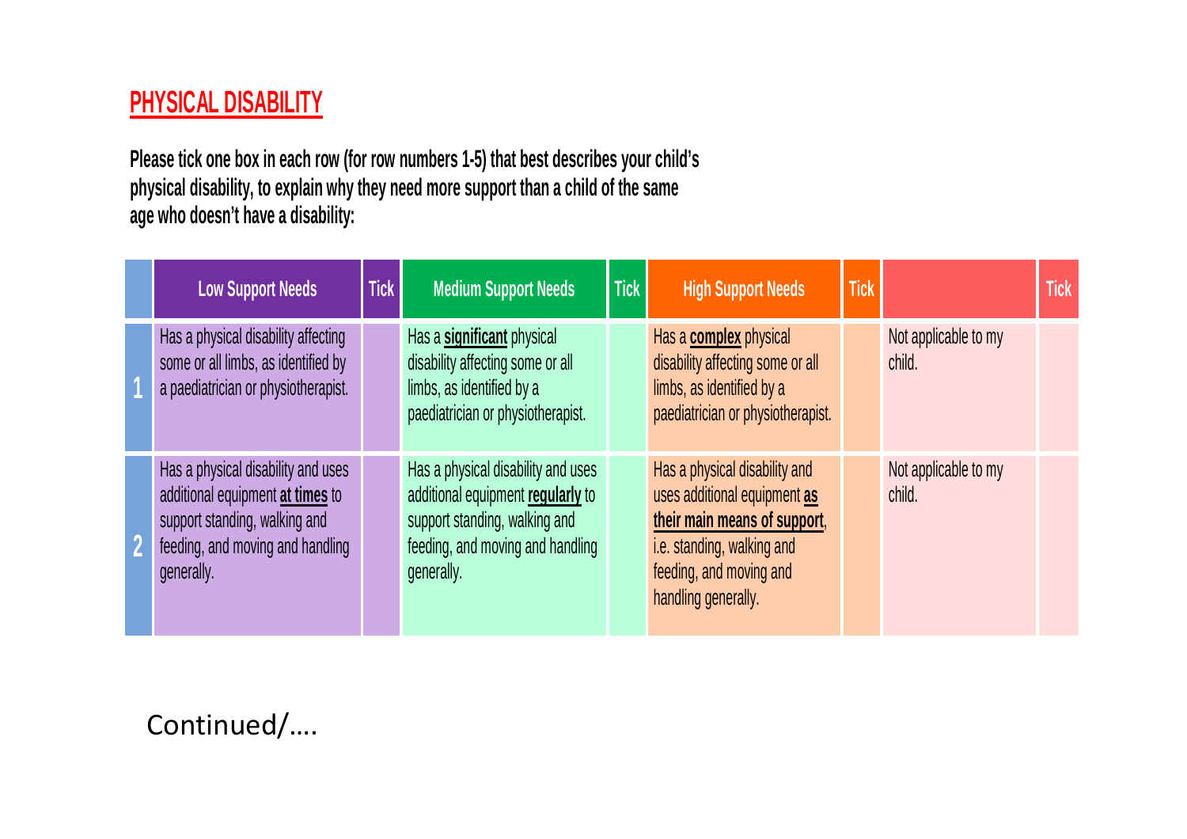## PHYSICAL DISABILITY

**Please tick one box in each row (for row numbers 1-5) that best describes your child's physical disability, to explain why they need more support than a child of the same age who doesn't have a disability:**

| | Low Support Needs | Tick | Medium Support Needs | Tick | High Support Needs | Tick | | Tick |
|---|---|---|---|---|---|---|---|---|
| 1 | Has a physical disability affecting some or all limbs, as identified by a paediatrician or physiotherapist. | | Has a **significant** physical disability affecting some or all limbs, as identified by a paediatrician or physiotherapist. | | Has a **complex** physical disability affecting some or all limbs, as identified by a paediatrician or physiotherapist. | | Not applicable to my child. | |
| 2 | Has a physical disability and uses additional equipment **at times** to support standing, walking and feeding, and moving and handling generally. | | Has a physical disability and uses additional equipment **regularly** to support standing, walking and feeding, and moving and handling generally. | | Has a physical disability and uses additional equipment **as their main means of support**, i.e. standing, walking and feeding, and moving and handling generally. | | Not applicable to my child. | |

Continued/….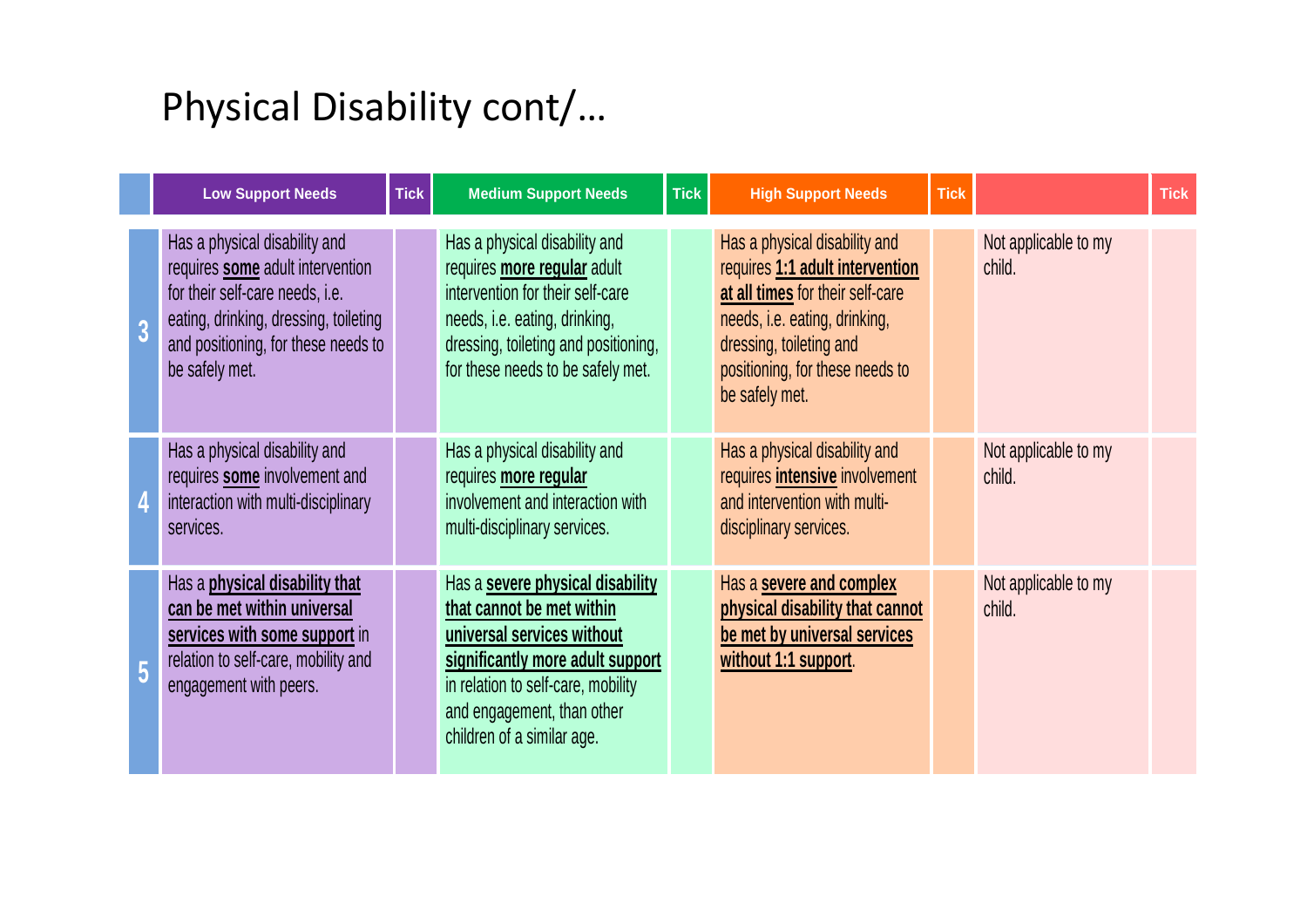# Physical Disability cont/…

| | Low Support Needs | Tick | Medium Support Needs | Tick | High Support Needs | Tick | | Tick |
|---|---|---|---|---|---|---|---|---|
| 3 | Has a physical disability and requires **some** adult intervention for their self-care needs, i.e. eating, drinking, dressing, toileting and positioning, for these needs to be safely met. | | Has a physical disability and requires **more regular** adult intervention for their self-care needs, i.e. eating, drinking, dressing, toileting and positioning, for these needs to be safely met. | | Has a physical disability and requires **1:1 adult intervention at all times** for their self-care needs, i.e. eating, drinking, dressing, toileting and positioning, for these needs to be safely met. | | Not applicable to my child. | |
| 4 | Has a physical disability and requires **some** involvement and interaction with multi-disciplinary services. | | Has a physical disability and requires **more regular** involvement and interaction with multi-disciplinary services. | | Has a physical disability and requires **intensive** involvement and intervention with multi-disciplinary services. | | Not applicable to my child. | |
| 5 | Has a **physical disability that can be met within universal services with some support** in relation to self-care, mobility and engagement with peers. | | Has a **severe physical disability that cannot be met within universal services without significantly more adult support** in relation to self-care, mobility and engagement, than other children of a similar age. | | Has a **severe and complex physical disability that cannot be met by universal services without 1:1 support**. | | Not applicable to my child. | |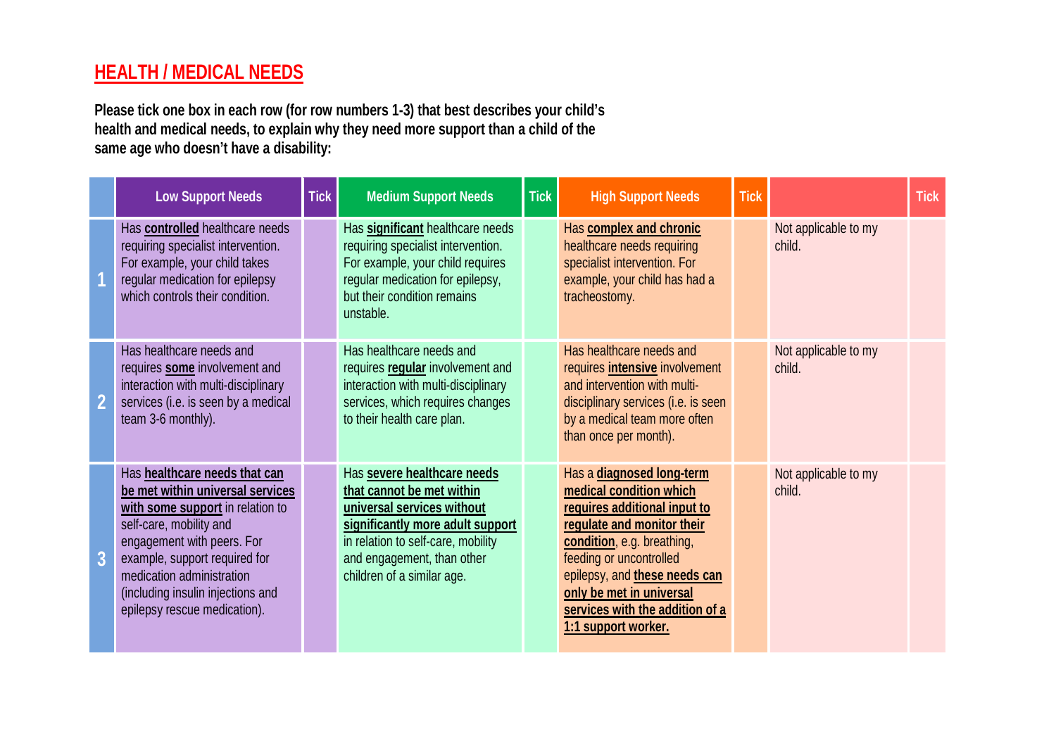## HEALTH / MEDICAL NEEDS

**Please tick one box in each row (for row numbers 1-3) that best describes your child's health and medical needs, to explain why they need more support than a child of the same age who doesn't have a disability:**

| | Low Support Needs | Tick | Medium Support Needs | Tick | High Support Needs | Tick | | Tick |
|---|---|---|---|---|---|---|---|---|
| 1 | Has **controlled** healthcare needs requiring specialist intervention. For example, your child takes regular medication for epilepsy which controls their condition. | | Has **significant** healthcare needs requiring specialist intervention. For example, your child requires regular medication for epilepsy, but their condition remains unstable. | | Has **complex and chronic** healthcare needs requiring specialist intervention. For example, your child has had a tracheostomy. | | Not applicable to my child. | |
| 2 | Has healthcare needs and requires **some** involvement and interaction with multi-disciplinary services (i.e. is seen by a medical team 3-6 monthly). | | Has healthcare needs and requires **regular** involvement and interaction with multi-disciplinary services, which requires changes to their health care plan. | | Has healthcare needs and requires **intensive** involvement and intervention with multi-disciplinary services (i.e. is seen by a medical team more often than once per month). | | Not applicable to my child. | |
| 3 | Has **healthcare needs that can be met within universal services with some support** in relation to self-care, mobility and engagement with peers. For example, support required for medication administration (including insulin injections and epilepsy rescue medication). | | Has **severe healthcare needs that cannot be met within universal services without significantly more adult support** in relation to self-care, mobility and engagement, than other children of a similar age. | | Has a **diagnosed long-term medical condition which requires additional input to regulate and monitor their condition**, e.g. breathing, feeding or uncontrolled epilepsy, and **these needs can only be met in universal services with the addition of a 1:1 support worker.** | | Not applicable to my child. | |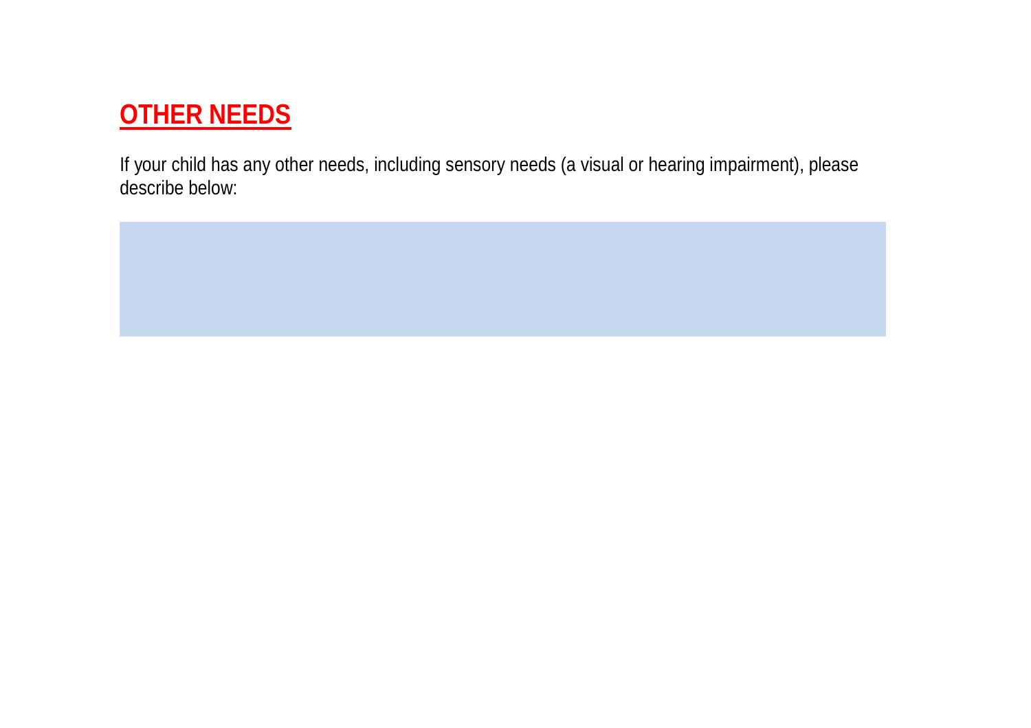## OTHER NEEDS

If your child has any other needs, including sensory needs (a visual or hearing impairment), please describe below: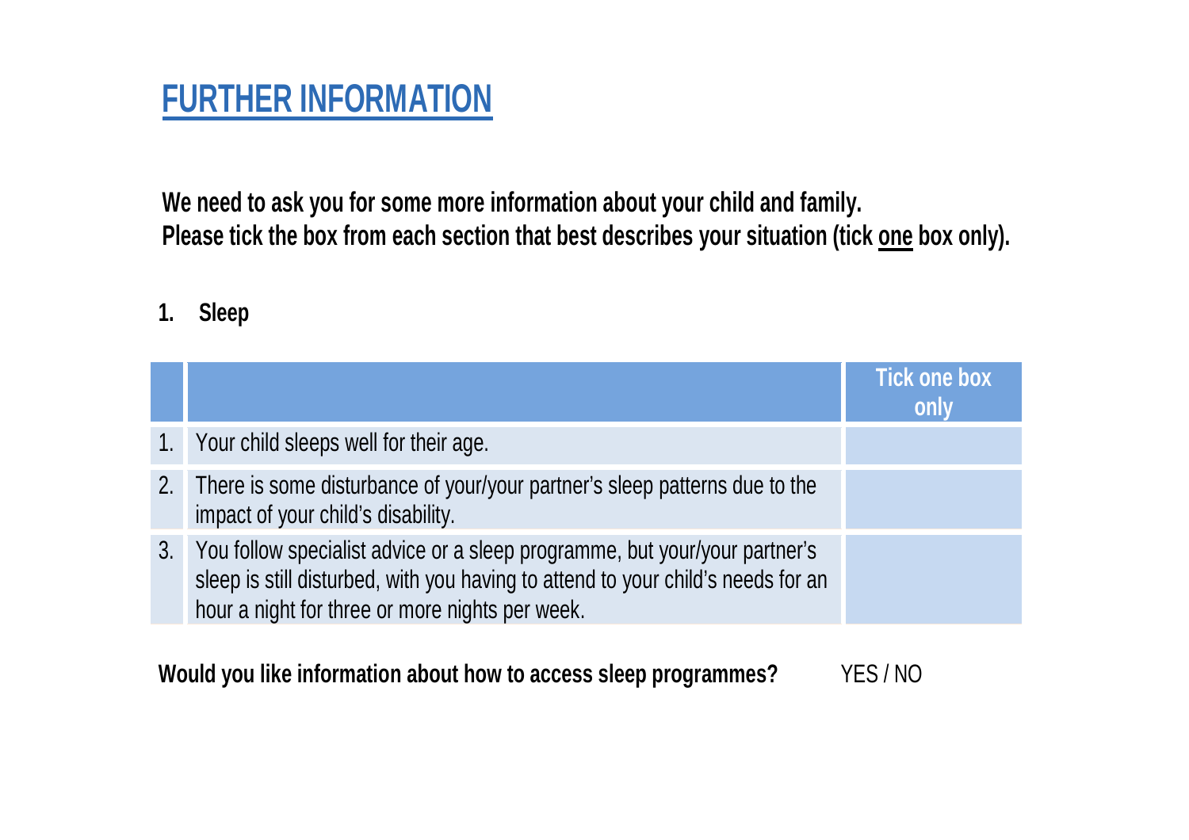# FURTHER INFORMATION

**We need to ask you for some more information about your child and family.**
**Please tick the box from each section that best describes your situation (tick <u>one</u> box only).**

**1. Sleep**

| | | Tick one box only |
|---|---|---|
| 1. | Your child sleeps well for their age. | |
| 2. | There is some disturbance of your/your partner's sleep patterns due to the impact of your child's disability. | |
| 3. | You follow specialist advice or a sleep programme, but your/your partner's sleep is still disturbed, with you having to attend to your child's needs for an hour a night for three or more nights per week. | |

**Would you like information about how to access sleep programmes?** YES / NO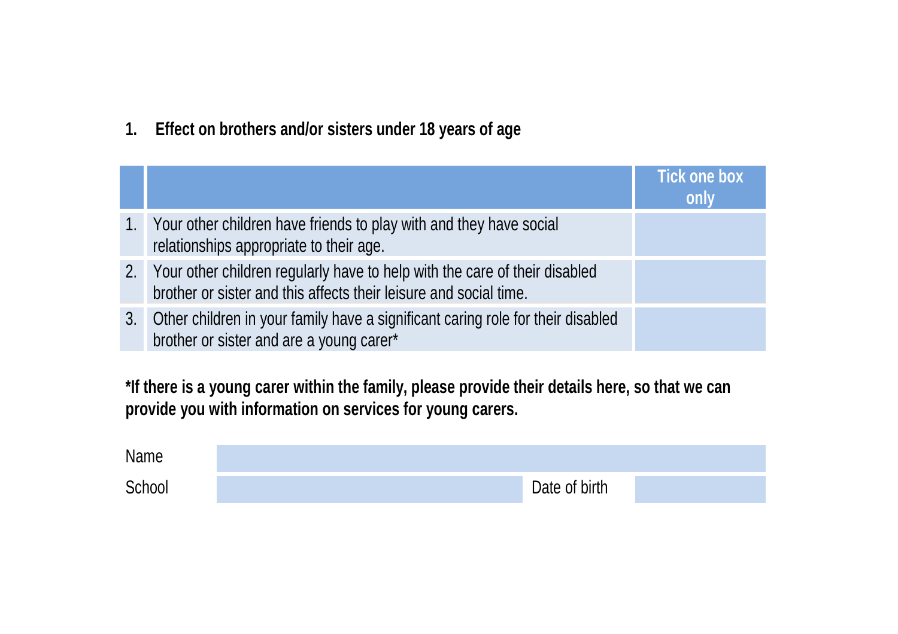## 1. Effect on brothers and/or sisters under 18 years of age

| | | Tick one box only |
|---|---|---|
| 1. | Your other children have friends to play with and they have social relationships appropriate to their age. | |
| 2. | Your other children regularly have to help with the care of their disabled brother or sister and this affects their leisure and social time. | |
| 3. | Other children in your family have a significant caring role for their disabled brother or sister and are a young carer* | |

**\*If there is a young carer within the family, please provide their details here, so that we can provide you with information on services for young carers.**

| | | | |
|---|---|---|---|
| Name | | | |
| School | | Date of birth | |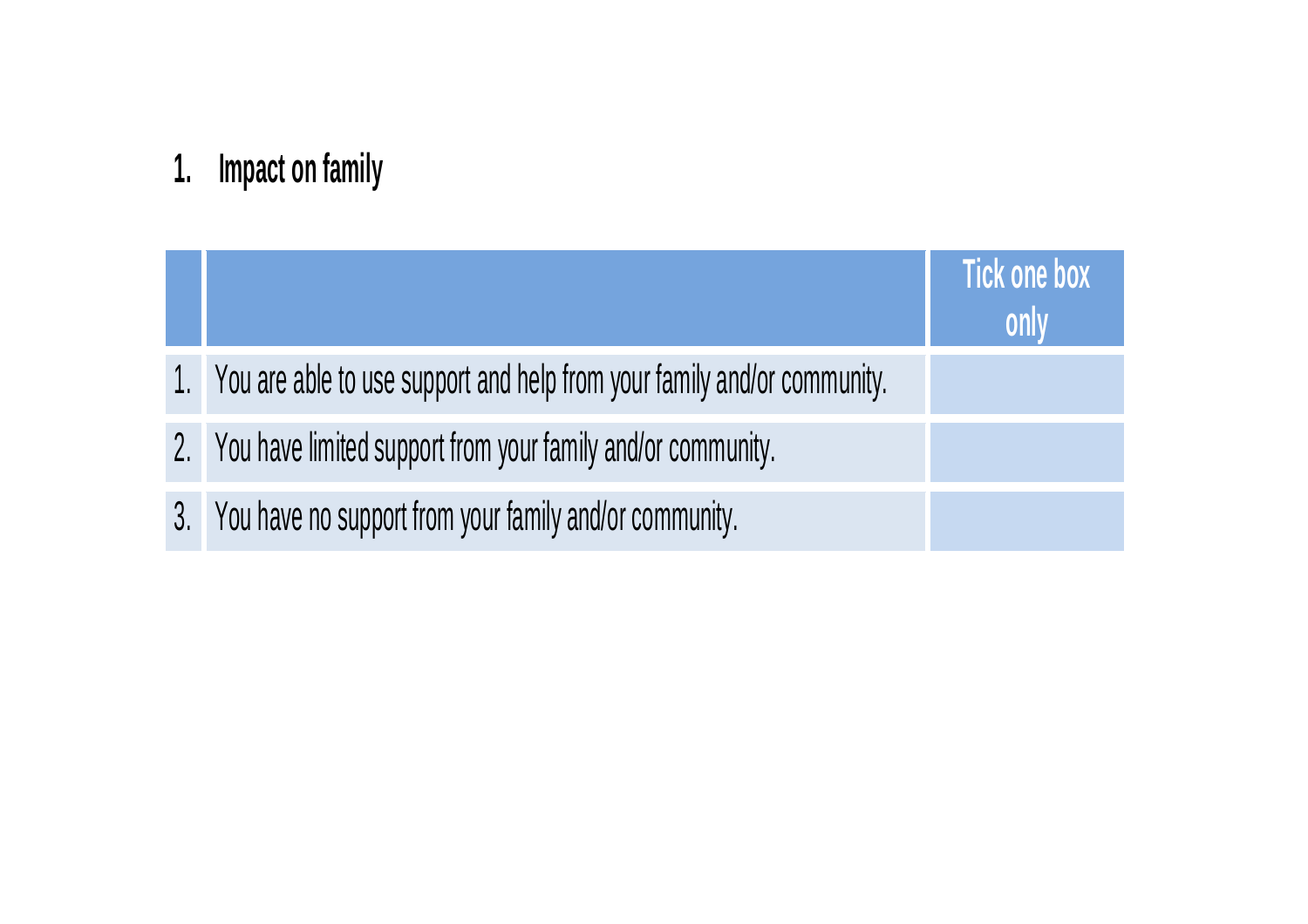## 1. Impact on family

| | | Tick one box only |
|---|---|---|
| 1. | You are able to use support and help from your family and/or community. | |
| 2. | You have limited support from your family and/or community. | |
| 3. | You have no support from your family and/or community. | |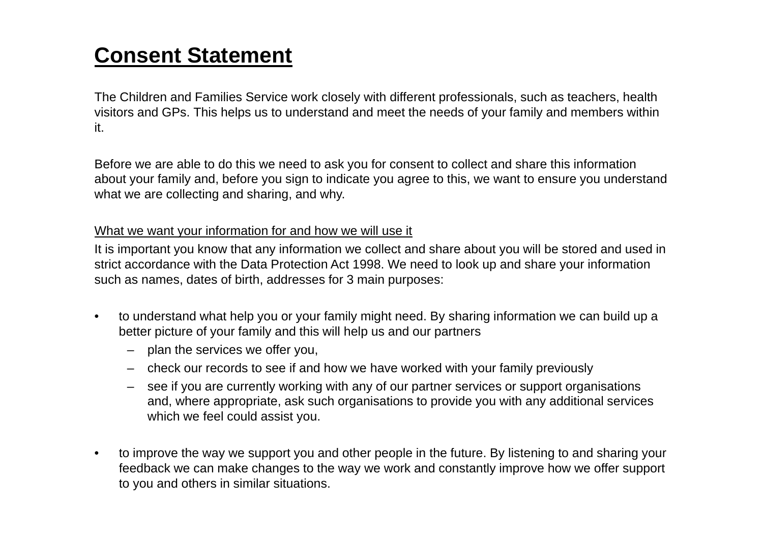# Consent Statement

The Children and Families Service work closely with different professionals, such as teachers, health visitors and GPs. This helps us to understand and meet the needs of your family and members within it.

Before we are able to do this we need to ask you for consent to collect and share this information about your family and, before you sign to indicate you agree to this, we want to ensure you understand what we are collecting and sharing, and why.

What we want your information for and how we will use it

It is important you know that any information we collect and share about you will be stored and used in strict accordance with the Data Protection Act 1998. We need to look up and share your information such as names, dates of birth, addresses for 3 main purposes:

- to understand what help you or your family might need. By sharing information we can build up a better picture of your family and this will help us and our partners
  - plan the services we offer you,
  - check our records to see if and how we have worked with your family previously
  - see if you are currently working with any of our partner services or support organisations and, where appropriate, ask such organisations to provide you with any additional services which we feel could assist you.
- to improve the way we support you and other people in the future. By listening to and sharing your feedback we can make changes to the way we work and constantly improve how we offer support to you and others in similar situations.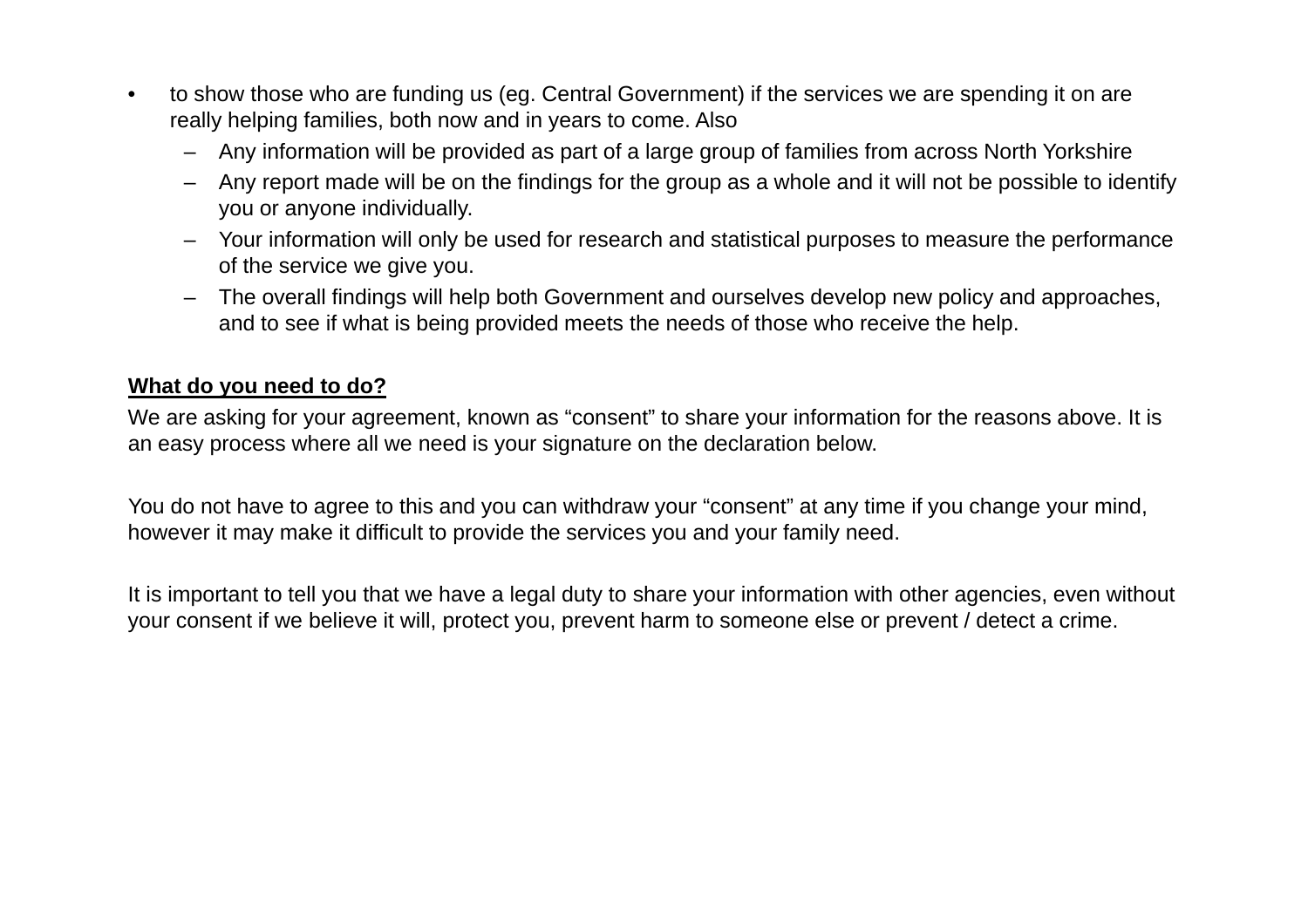- to show those who are funding us (eg. Central Government) if the services we are spending it on are really helping families, both now and in years to come. Also
  - Any information will be provided as part of a large group of families from across North Yorkshire
  - Any report made will be on the findings for the group as a whole and it will not be possible to identify you or anyone individually.
  - Your information will only be used for research and statistical purposes to measure the performance of the service we give you.
  - The overall findings will help both Government and ourselves develop new policy and approaches, and to see if what is being provided meets the needs of those who receive the help.

**What do you need to do?**

We are asking for your agreement, known as "consent" to share your information for the reasons above. It is an easy process where all we need is your signature on the declaration below.

You do not have to agree to this and you can withdraw your "consent" at any time if you change your mind, however it may make it difficult to provide the services you and your family need.

It is important to tell you that we have a legal duty to share your information with other agencies, even without your consent if we believe it will, protect you, prevent harm to someone else or prevent / detect a crime.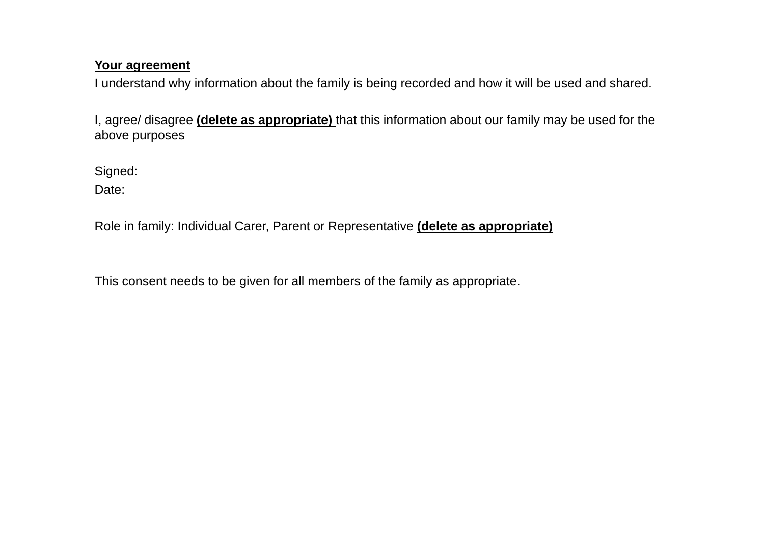**<u>Your agreement</u>**

I understand why information about the family is being recorded and how it will be used and shared.

I, agree/ disagree **<u>(delete as appropriate)</u>** that this information about our family may be used for the above purposes

Signed:

Date:

Role in family: Individual Carer, Parent or Representative **<u>(delete as appropriate)</u>**

This consent needs to be given for all members of the family as appropriate.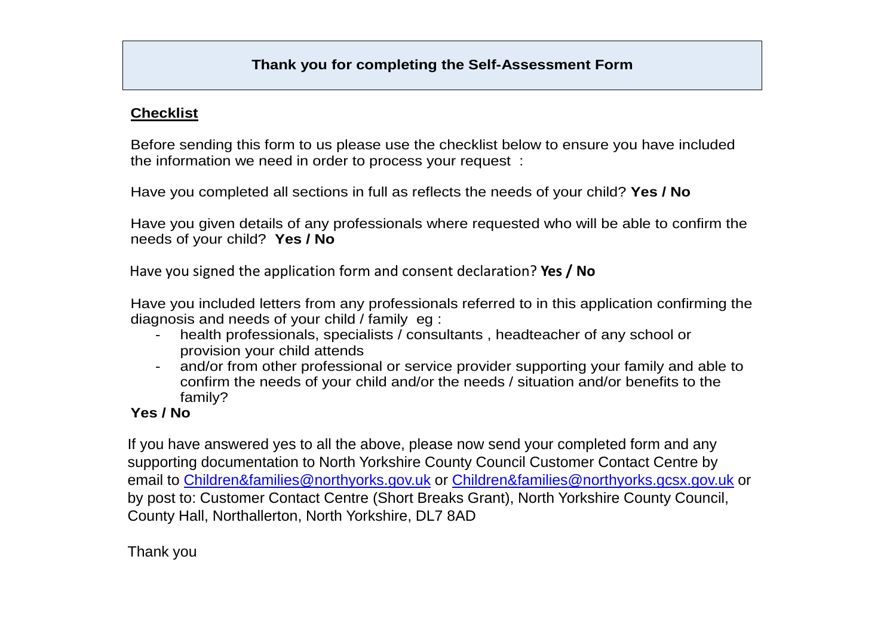**Thank you for completing the Self-Assessment Form**

## Checklist

Before sending this form to us please use the checklist below to ensure you have included the information we need in order to process your request :

Have you completed all sections in full as reflects the needs of your child? **Yes / No**

Have you given details of any professionals where requested who will be able to confirm the needs of your child? **Yes / No**

Have you signed the application form and consent declaration? **Yes / No**

Have you included letters from any professionals referred to in this application confirming the diagnosis and needs of your child / family eg :

- health professionals, specialists / consultants , headteacher of any school or provision your child attends
- and/or from other professional or service provider supporting your family and able to confirm the needs of your child and/or the needs / situation and/or benefits to the family?

**Yes / No**

If you have answered yes to all the above, please now send your completed form and any supporting documentation to North Yorkshire County Council Customer Contact Centre by email to Children&families@northyorks.gov.uk or Children&families@northyorks.gcsx.gov.uk or by post to: Customer Contact Centre (Short Breaks Grant), North Yorkshire County Council, County Hall, Northallerton, North Yorkshire, DL7 8AD

Thank you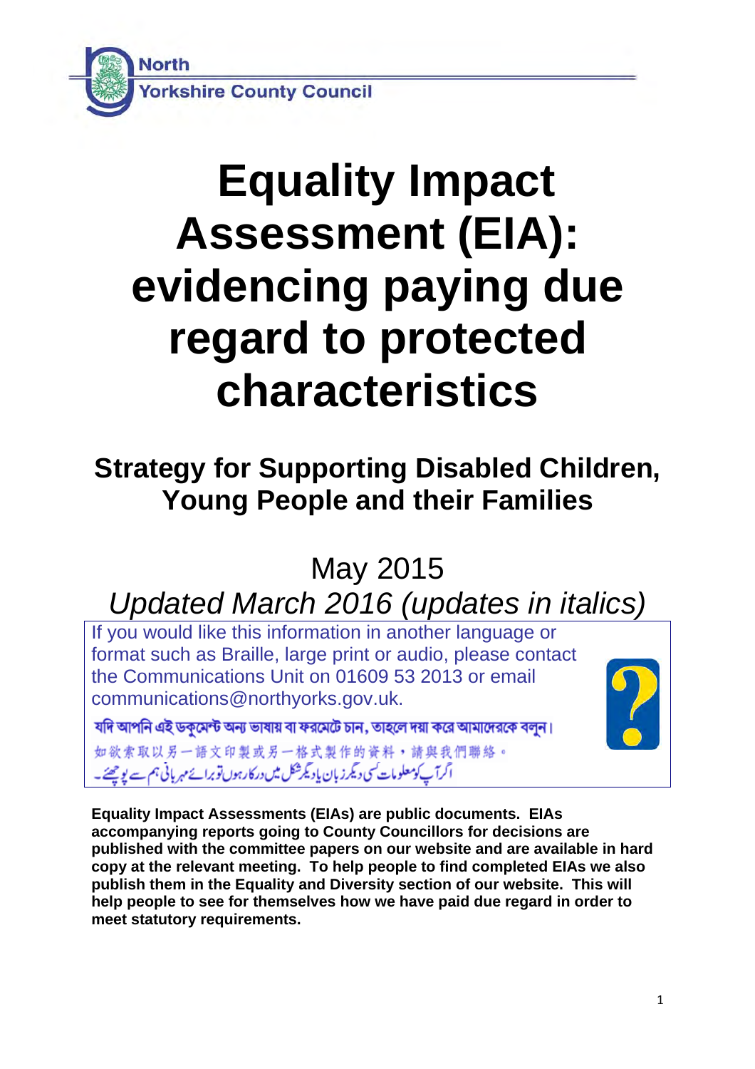North
Yorkshire County Council

# Equality Impact Assessment (EIA): evidencing paying due regard to protected characteristics

## Strategy for Supporting Disabled Children, Young People and their Families

May 2015

*Updated March 2016 (updates in italics)*

If you would like this information in another language or format such as Braille, large print or audio, please contact the Communications Unit on 01609 53 2013 or email communications@northyorks.gov.uk.

যদি আপনি এই ডকুমেন্ট অন্য ভাষায় বা ফরমেটে চান, তাহলে দয়া করে আমাদেরকে বলুন।

如欲索取以另一語文印製或另一格式製作的資料，請與我們聯絡。

اگر آپ کومعلومات کسی دیگر زبان یا دیگر شکل میں درکار ہوں تو برائے مہربانی ہم سے پوچھئے۔

**Equality Impact Assessments (EIAs) are public documents. EIAs accompanying reports going to County Councillors for decisions are published with the committee papers on our website and are available in hard copy at the relevant meeting. To help people to find completed EIAs we also publish them in the Equality and Diversity section of our website. This will help people to see for themselves how we have paid due regard in order to meet statutory requirements.**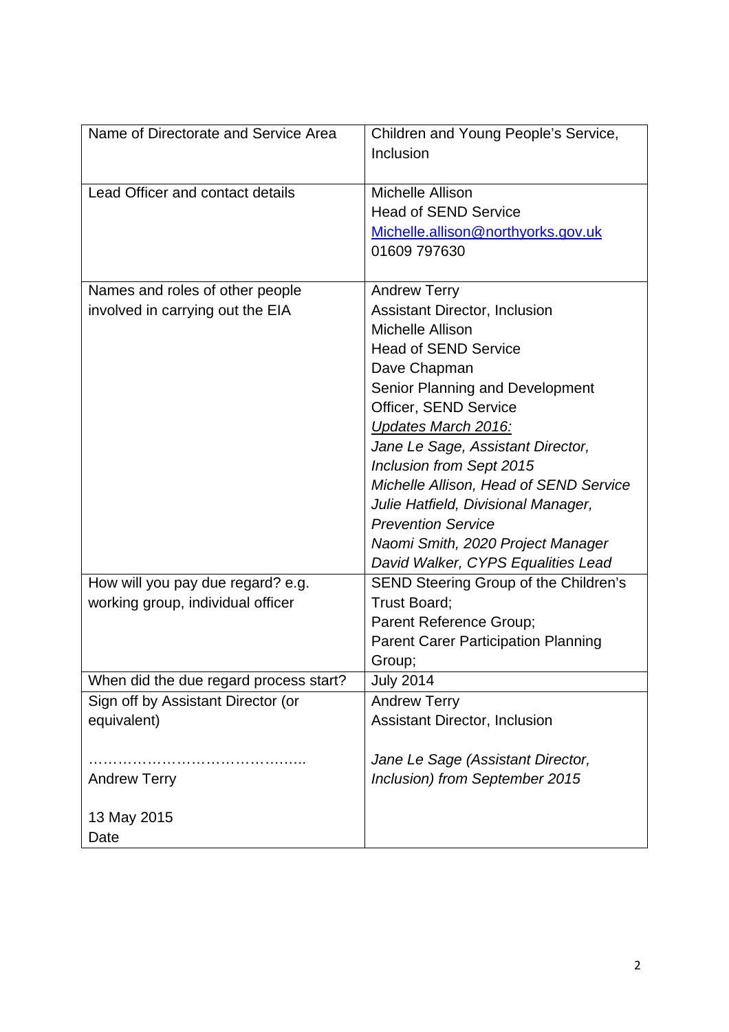| Name of Directorate and Service Area | Children and Young People's Service, Inclusion |
|---|---|
| Lead Officer and contact details | Michelle Allison<br>Head of SEND Service<br>Michelle.allison@northyorks.gov.uk<br>01609 797630 |
| Names and roles of other people involved in carrying out the EIA | Andrew Terry<br>Assistant Director, Inclusion<br>Michelle Allison<br>Head of SEND Service<br>Dave Chapman<br>Senior Planning and Development Officer, SEND Service<br>*Updates March 2016:*<br>*Jane Le Sage, Assistant Director, Inclusion from Sept 2015*<br>*Michelle Allison, Head of SEND Service*<br>*Julie Hatfield, Divisional Manager, Prevention Service*<br>*Naomi Smith, 2020 Project Manager*<br>*David Walker, CYPS Equalities Lead* |
| How will you pay due regard? e.g. working group, individual officer | SEND Steering Group of the Children's Trust Board;<br>Parent Reference Group;<br>Parent Carer Participation Planning Group; |
| When did the due regard process start? | July 2014 |
| Sign off by Assistant Director (or equivalent)<br><br>……………………………………..<br>Andrew Terry<br><br>13 May 2015<br>Date | Andrew Terry<br>Assistant Director, Inclusion<br><br>*Jane Le Sage (Assistant Director, Inclusion) from September 2015* |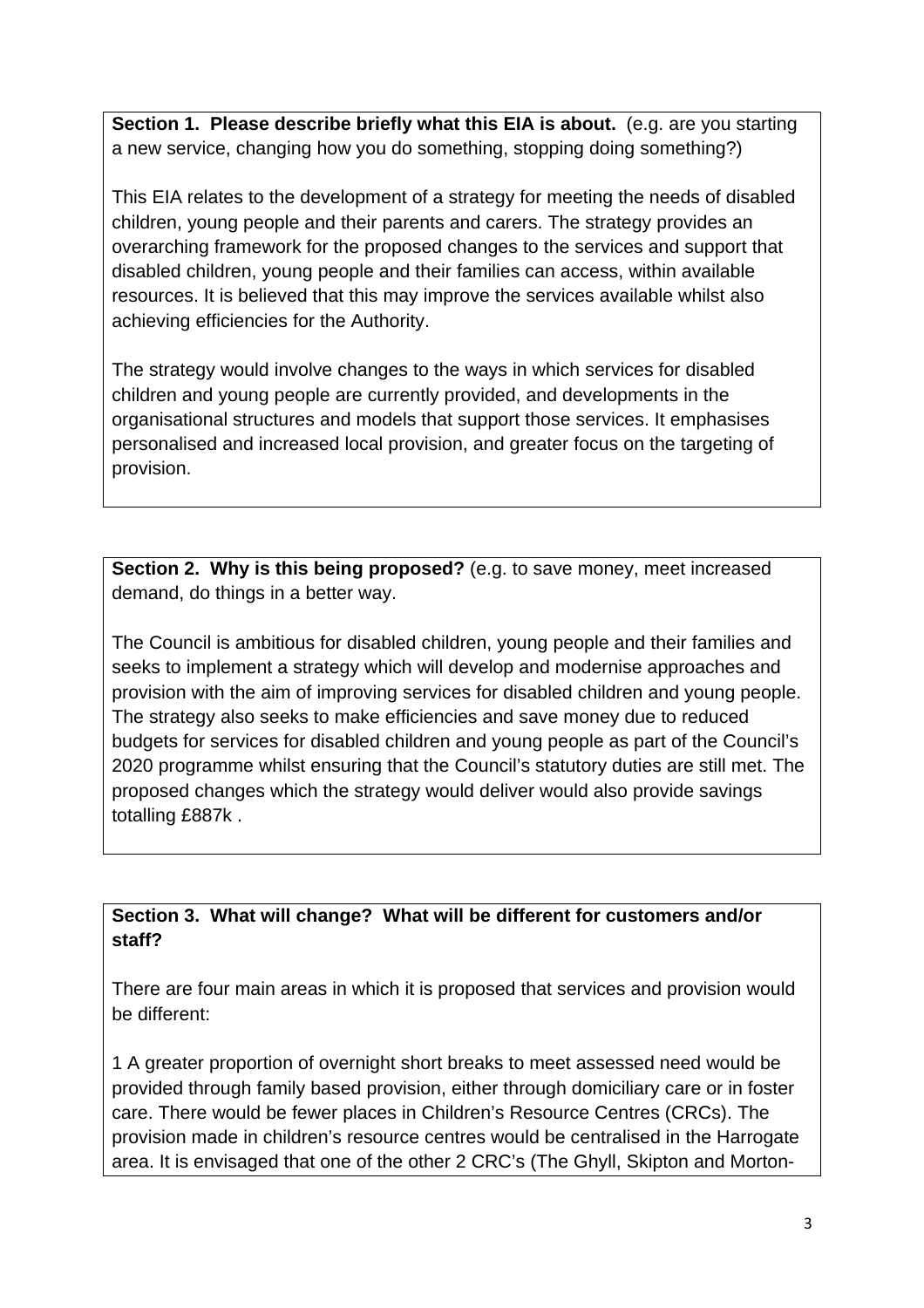**Section 1. Please describe briefly what this EIA is about.** (e.g. are you starting a new service, changing how you do something, stopping doing something?)

This EIA relates to the development of a strategy for meeting the needs of disabled children, young people and their parents and carers. The strategy provides an overarching framework for the proposed changes to the services and support that disabled children, young people and their families can access, within available resources. It is believed that this may improve the services available whilst also achieving efficiencies for the Authority.

The strategy would involve changes to the ways in which services for disabled children and young people are currently provided, and developments in the organisational structures and models that support those services. It emphasises personalised and increased local provision, and greater focus on the targeting of provision.

**Section 2. Why is this being proposed?** (e.g. to save money, meet increased demand, do things in a better way.

The Council is ambitious for disabled children, young people and their families and seeks to implement a strategy which will develop and modernise approaches and provision with the aim of improving services for disabled children and young people. The strategy also seeks to make efficiencies and save money due to reduced budgets for services for disabled children and young people as part of the Council's 2020 programme whilst ensuring that the Council's statutory duties are still met. The proposed changes which the strategy would deliver would also provide savings totalling £887k .

**Section 3. What will change? What will be different for customers and/or staff?**

There are four main areas in which it is proposed that services and provision would be different:

1 A greater proportion of overnight short breaks to meet assessed need would be provided through family based provision, either through domiciliary care or in foster care. There would be fewer places in Children's Resource Centres (CRCs). The provision made in children's resource centres would be centralised in the Harrogate area. It is envisaged that one of the other 2 CRC's (The Ghyll, Skipton and Morton-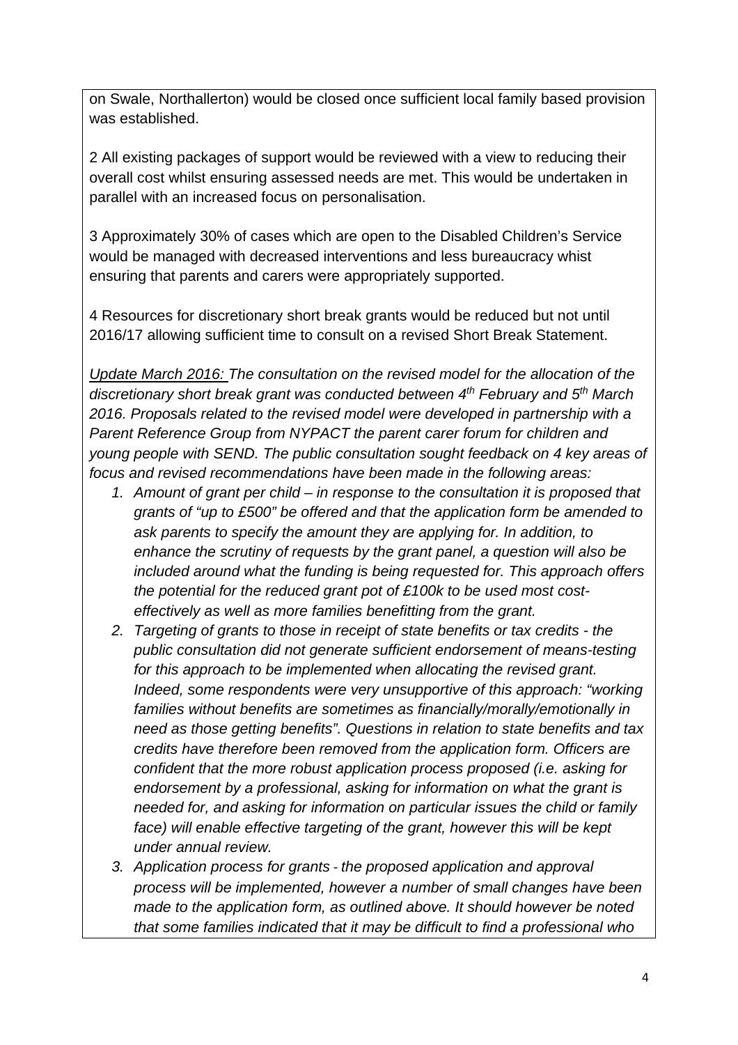on Swale, Northallerton) would be closed once sufficient local family based provision was established.

2 All existing packages of support would be reviewed with a view to reducing their overall cost whilst ensuring assessed needs are met. This would be undertaken in parallel with an increased focus on personalisation.

3 Approximately 30% of cases which are open to the Disabled Children's Service would be managed with decreased interventions and less bureaucracy whilst ensuring that parents and carers were appropriately supported.

4 Resources for discretionary short break grants would be reduced but not until 2016/17 allowing sufficient time to consult on a revised Short Break Statement.

*Update March 2016: The consultation on the revised model for the allocation of the discretionary short break grant was conducted between 4th February and 5th March 2016. Proposals related to the revised model were developed in partnership with a Parent Reference Group from NYPACT the parent carer forum for children and young people with SEND. The public consultation sought feedback on 4 key areas of focus and revised recommendations have been made in the following areas:*

1. *Amount of grant per child – in response to the consultation it is proposed that grants of "up to £500" be offered and that the application form be amended to ask parents to specify the amount they are applying for. In addition, to enhance the scrutiny of requests by the grant panel, a question will also be included around what the funding is being requested for. This approach offers the potential for the reduced grant pot of £100k to be used most cost-effectively as well as more families benefitting from the grant.*
2. *Targeting of grants to those in receipt of state benefits or tax credits - the public consultation did not generate sufficient endorsement of means-testing for this approach to be implemented when allocating the revised grant. Indeed, some respondents were very unsupportive of this approach: "working families without benefits are sometimes as financially/morally/emotionally in need as those getting benefits". Questions in relation to state benefits and tax credits have therefore been removed from the application form. Officers are confident that the more robust application process proposed (i.e. asking for endorsement by a professional, asking for information on what the grant is needed for, and asking for information on particular issues the child or family face) will enable effective targeting of the grant, however this will be kept under annual review.*
3. *Application process for grants - the proposed application and approval process will be implemented, however a number of small changes have been made to the application form, as outlined above. It should however be noted that some families indicated that it may be difficult to find a professional who*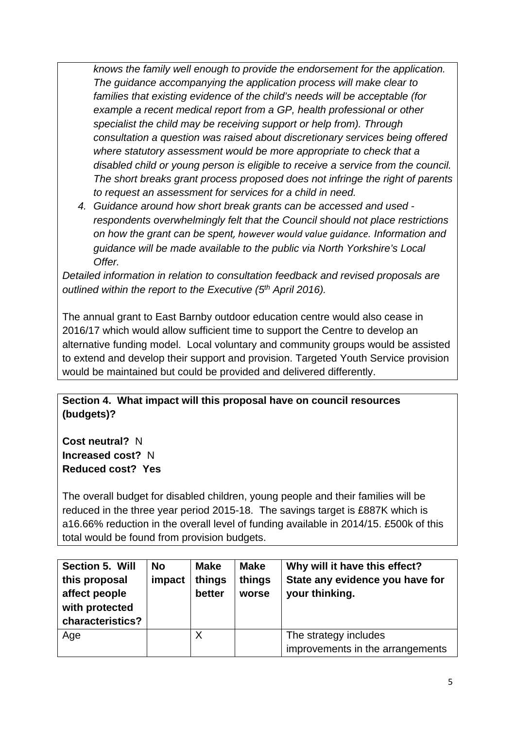*knows the family well enough to provide the endorsement for the application. The guidance accompanying the application process will make clear to families that existing evidence of the child's needs will be acceptable (for example a recent medical report from a GP, health professional or other specialist the child may be receiving support or help from). Through consultation a question was raised about discretionary services being offered where statutory assessment would be more appropriate to check that a disabled child or young person is eligible to receive a service from the council. The short breaks grant process proposed does not infringe the right of parents to request an assessment for services for a child in need.*

4. *Guidance around how short break grants can be accessed and used - respondents overwhelmingly felt that the Council should not place restrictions on how the grant can be spent, however would value guidance. Information and guidance will be made available to the public via North Yorkshire's Local Offer.*

*Detailed information in relation to consultation feedback and revised proposals are outlined within the report to the Executive (5th April 2016).*

The annual grant to East Barnby outdoor education centre would also cease in 2016/17 which would allow sufficient time to support the Centre to develop an alternative funding model. Local voluntary and community groups would be assisted to extend and develop their support and provision. Targeted Youth Service provision would be maintained but could be provided and delivered differently.

**Section 4. What impact will this proposal have on council resources (budgets)?**

**Cost neutral?** N
**Increased cost?** N
**Reduced cost? Yes**

The overall budget for disabled children, young people and their families will be reduced in the three year period 2015-18. The savings target is £887K which is a16.66% reduction in the overall level of funding available in 2014/15. £500k of this total would be found from provision budgets.

| **Section 5. Will this proposal affect people with protected characteristics?** | **No impact** | **Make things better** | **Make things worse** | **Why will it have this effect? State any evidence you have for your thinking.** |
|---|---|---|---|---|
| Age | | X | | The strategy includes improvements in the arrangements |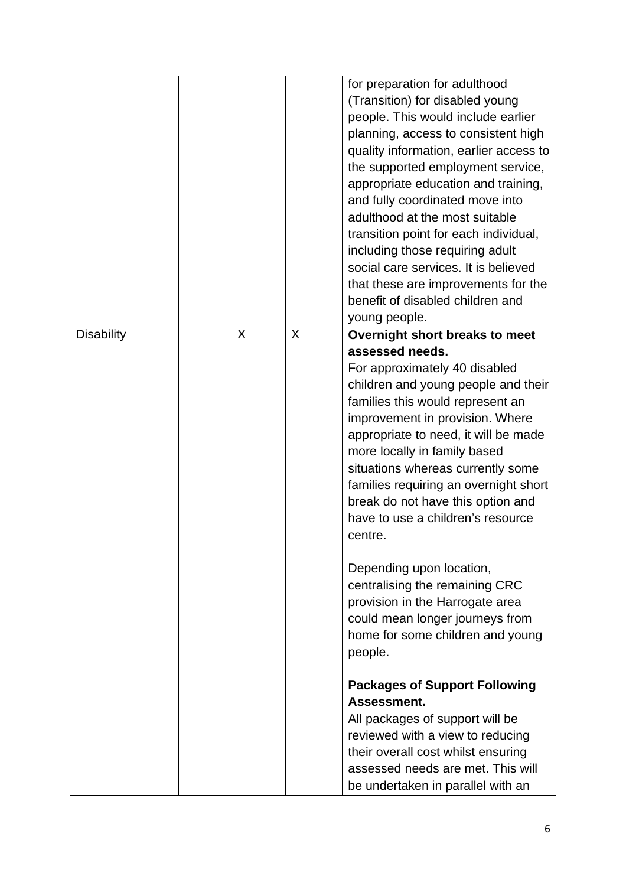| | | | | |
|---|---|---|---|---|
| | | | | for preparation for adulthood (Transition) for disabled young people. This would include earlier planning, access to consistent high quality information, earlier access to the supported employment service, appropriate education and training, and fully coordinated move into adulthood at the most suitable transition point for each individual, including those requiring adult social care services. It is believed that these are improvements for the benefit of disabled children and young people. |
| Disability | | X | X | **Overnight short breaks to meet assessed needs.**<br>For approximately 40 disabled children and young people and their families this would represent an improvement in provision. Where appropriate to need, it will be made more locally in family based situations whereas currently some families requiring an overnight short break do not have this option and have to use a children's resource centre.<br><br>Depending upon location, centralising the remaining CRC provision in the Harrogate area could mean longer journeys from home for some children and young people.<br><br>**Packages of Support Following Assessment.**<br>All packages of support will be reviewed with a view to reducing their overall cost whilst ensuring assessed needs are met. This will be undertaken in parallel with an |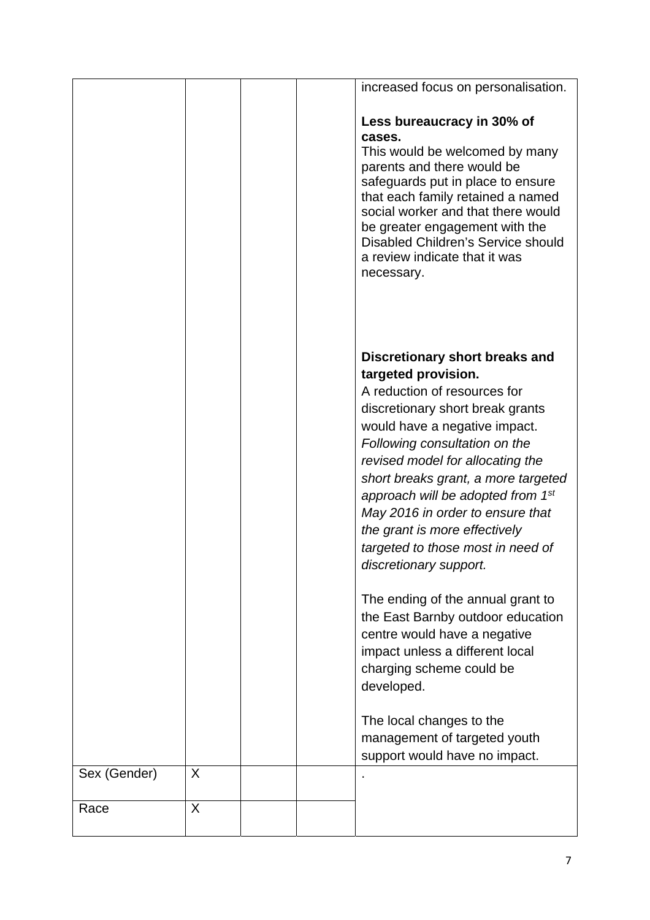| | | | | |
|---|---|---|---|---|
| | | | | increased focus on personalisation.<br><br>**Less bureaucracy in 30% of cases.**<br>This would be welcomed by many parents and there would be safeguards put in place to ensure that each family retained a named social worker and that there would be greater engagement with the Disabled Children's Service should a review indicate that it was necessary.<br><br>**Discretionary short breaks and targeted provision.**<br>A reduction of resources for discretionary short break grants would have a negative impact. *Following consultation on the revised model for allocating the short breaks grant, a more targeted approach will be adopted from 1st May 2016 in order to ensure that the grant is more effectively targeted to those most in need of discretionary support.*<br><br>The ending of the annual grant to the East Barnby outdoor education centre would have a negative impact unless a different local charging scheme could be developed.<br><br>The local changes to the management of targeted youth support would have no impact. |
| Sex (Gender) | X | | | . |
| Race | X | | | |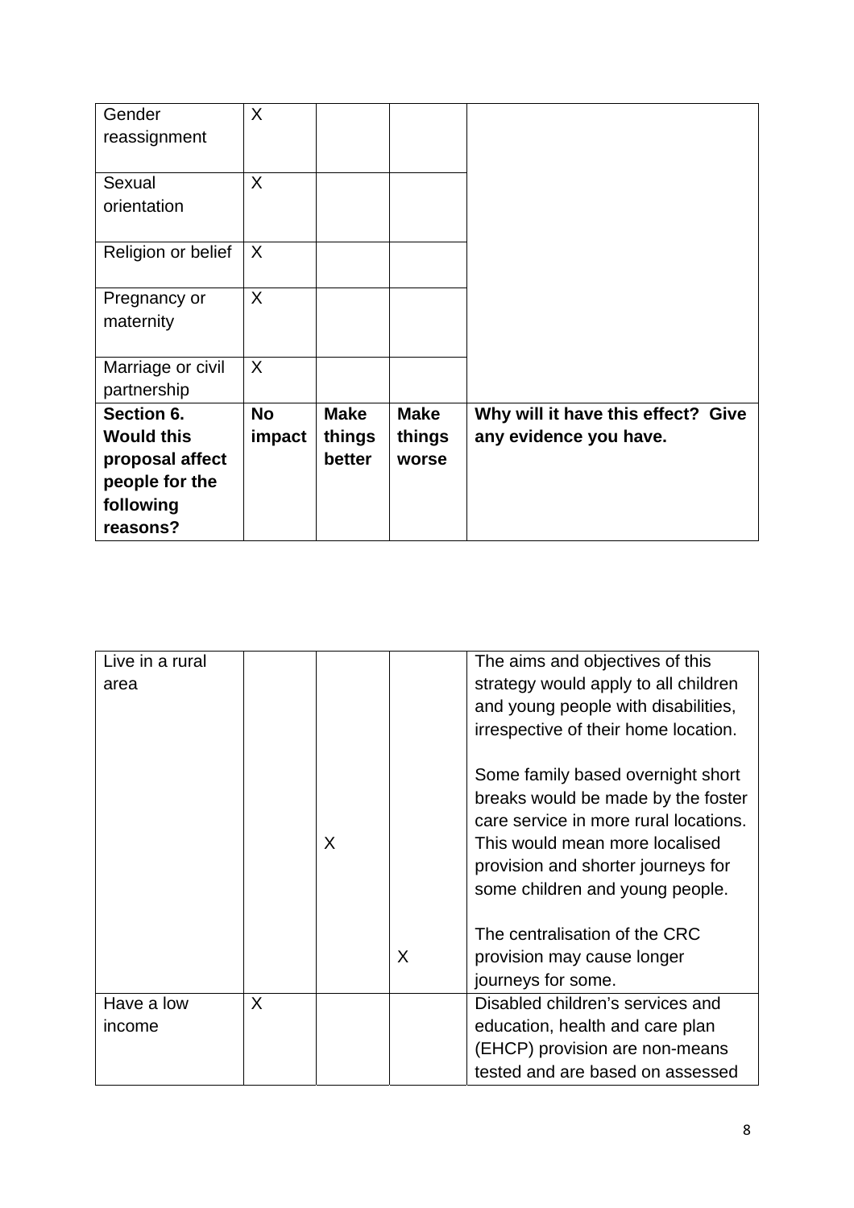| Gender reassignment | X | | | |
|---|---|---|---|---|
| Sexual orientation | X | | | |
| Religion or belief | X | | | |
| Pregnancy or maternity | X | | | |
| Marriage or civil partnership | X | | | |
| **Section 6. Would this proposal affect people for the following reasons?** | **No impact** | **Make things better** | **Make things worse** | **Why will it have this effect? Give any evidence you have.** |

| Live in a rural area | | X | X | The aims and objectives of this strategy would apply to all children and young people with disabilities, irrespective of their home location.<br><br>Some family based overnight short breaks would be made by the foster care service in more rural locations. This would mean more localised provision and shorter journeys for some children and young people.<br><br>The centralisation of the CRC provision may cause longer journeys for some. |
|---|---|---|---|---|
| Have a low income | X | | | Disabled children's services and education, health and care plan (EHCP) provision are non-means tested and are based on assessed |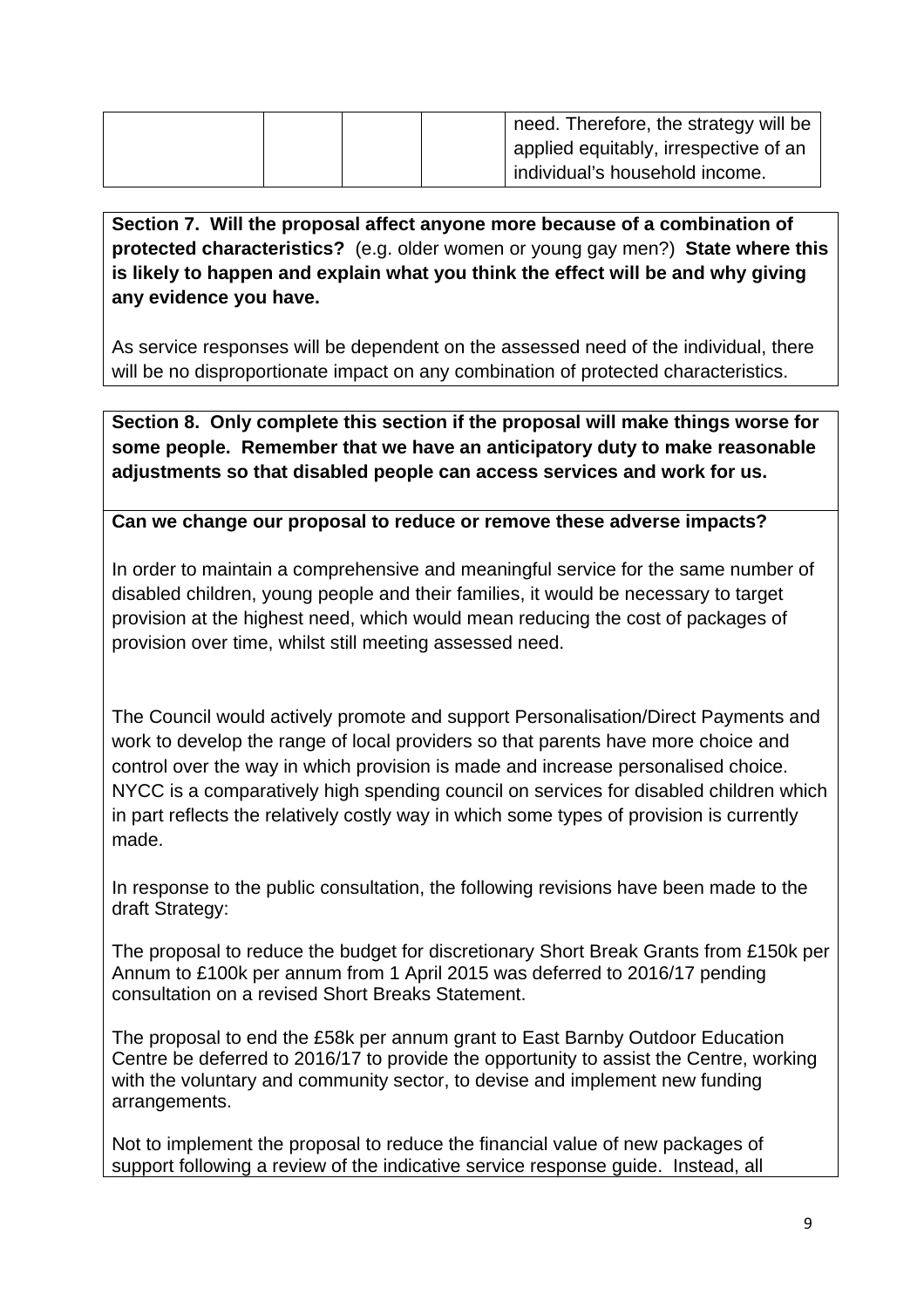|  |  |  |  | need. Therefore, the strategy will be applied equitably, irrespective of an individual's household income. |
|---|---|---|---|---|

**Section 7. Will the proposal affect anyone more because of a combination of protected characteristics?** (e.g. older women or young gay men?) **State where this is likely to happen and explain what you think the effect will be and why giving any evidence you have.**

As service responses will be dependent on the assessed need of the individual, there will be no disproportionate impact on any combination of protected characteristics.

**Section 8. Only complete this section if the proposal will make things worse for some people. Remember that we have an anticipatory duty to make reasonable adjustments so that disabled people can access services and work for us.**

**Can we change our proposal to reduce or remove these adverse impacts?**

In order to maintain a comprehensive and meaningful service for the same number of disabled children, young people and their families, it would be necessary to target provision at the highest need, which would mean reducing the cost of packages of provision over time, whilst still meeting assessed need.

The Council would actively promote and support Personalisation/Direct Payments and work to develop the range of local providers so that parents have more choice and control over the way in which provision is made and increase personalised choice. NYCC is a comparatively high spending council on services for disabled children which in part reflects the relatively costly way in which some types of provision is currently made.

In response to the public consultation, the following revisions have been made to the draft Strategy:

The proposal to reduce the budget for discretionary Short Break Grants from £150k per Annum to £100k per annum from 1 April 2015 was deferred to 2016/17 pending consultation on a revised Short Breaks Statement.

The proposal to end the £58k per annum grant to East Barnby Outdoor Education Centre be deferred to 2016/17 to provide the opportunity to assist the Centre, working with the voluntary and community sector, to devise and implement new funding arrangements.

Not to implement the proposal to reduce the financial value of new packages of support following a review of the indicative service response guide. Instead, all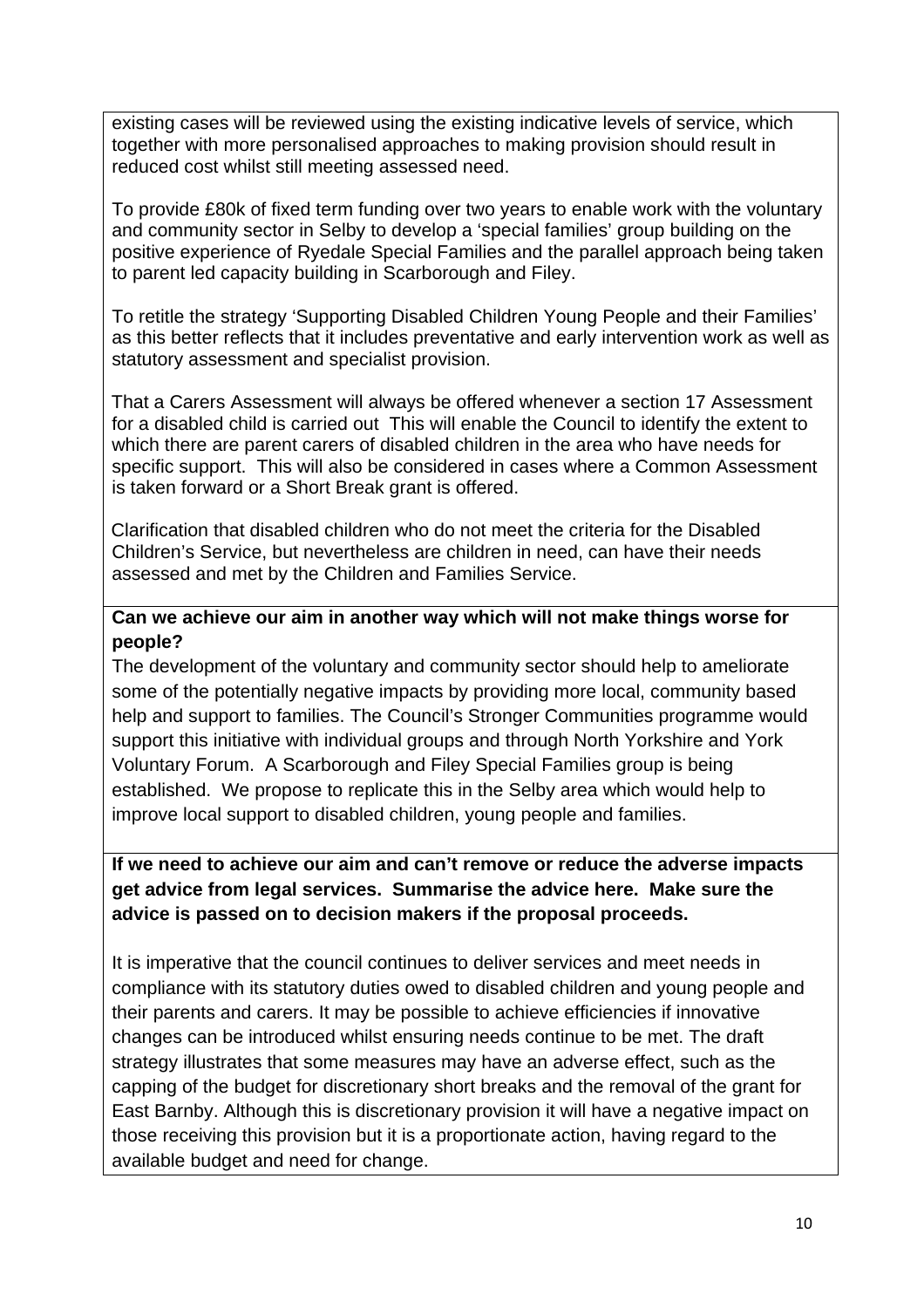existing cases will be reviewed using the existing indicative levels of service, which together with more personalised approaches to making provision should result in reduced cost whilst still meeting assessed need.

To provide £80k of fixed term funding over two years to enable work with the voluntary and community sector in Selby to develop a 'special families' group building on the positive experience of Ryedale Special Families and the parallel approach being taken to parent led capacity building in Scarborough and Filey.

To retitle the strategy 'Supporting Disabled Children Young People and their Families' as this better reflects that it includes preventative and early intervention work as well as statutory assessment and specialist provision.

That a Carers Assessment will always be offered whenever a section 17 Assessment for a disabled child is carried out This will enable the Council to identify the extent to which there are parent carers of disabled children in the area who have needs for specific support. This will also be considered in cases where a Common Assessment is taken forward or a Short Break grant is offered.

Clarification that disabled children who do not meet the criteria for the Disabled Children's Service, but nevertheless are children in need, can have their needs assessed and met by the Children and Families Service.

**Can we achieve our aim in another way which will not make things worse for people?**

The development of the voluntary and community sector should help to ameliorate some of the potentially negative impacts by providing more local, community based help and support to families. The Council's Stronger Communities programme would support this initiative with individual groups and through North Yorkshire and York Voluntary Forum. A Scarborough and Filey Special Families group is being established. We propose to replicate this in the Selby area which would help to improve local support to disabled children, young people and families.

**If we need to achieve our aim and can't remove or reduce the adverse impacts get advice from legal services. Summarise the advice here. Make sure the advice is passed on to decision makers if the proposal proceeds.**

It is imperative that the council continues to deliver services and meet needs in compliance with its statutory duties owed to disabled children and young people and their parents and carers. It may be possible to achieve efficiencies if innovative changes can be introduced whilst ensuring needs continue to be met. The draft strategy illustrates that some measures may have an adverse effect, such as the capping of the budget for discretionary short breaks and the removal of the grant for East Barnby. Although this is discretionary provision it will have a negative impact on those receiving this provision but it is a proportionate action, having regard to the available budget and need for change.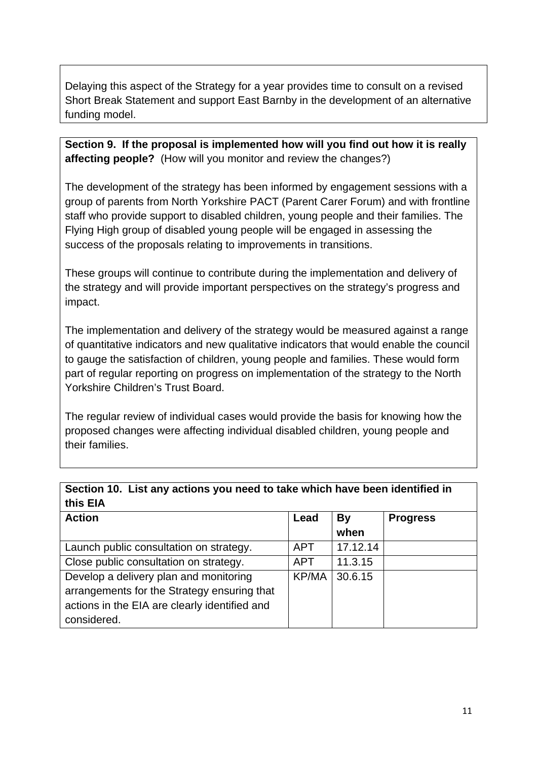Delaying this aspect of the Strategy for a year provides time to consult on a revised Short Break Statement and support East Barnby in the development of an alternative funding model.

**Section 9. If the proposal is implemented how will you find out how it is really affecting people?** (How will you monitor and review the changes?)

The development of the strategy has been informed by engagement sessions with a group of parents from North Yorkshire PACT (Parent Carer Forum) and with frontline staff who provide support to disabled children, young people and their families. The Flying High group of disabled young people will be engaged in assessing the success of the proposals relating to improvements in transitions.

These groups will continue to contribute during the implementation and delivery of the strategy and will provide important perspectives on the strategy's progress and impact.

The implementation and delivery of the strategy would be measured against a range of quantitative indicators and new qualitative indicators that would enable the council to gauge the satisfaction of children, young people and families. These would form part of regular reporting on progress on implementation of the strategy to the North Yorkshire Children's Trust Board.

The regular review of individual cases would provide the basis for knowing how the proposed changes were affecting individual disabled children, young people and their families.

**Section 10. List any actions you need to take which have been identified in this EIA**

| **Action** | **Lead** | **By when** | **Progress** |
|---|---|---|---|
| Launch public consultation on strategy. | APT | 17.12.14 | |
| Close public consultation on strategy. | APT | 11.3.15 | |
| Develop a delivery plan and monitoring arrangements for the Strategy ensuring that actions in the EIA are clearly identified and considered. | KP/MA | 30.6.15 | |